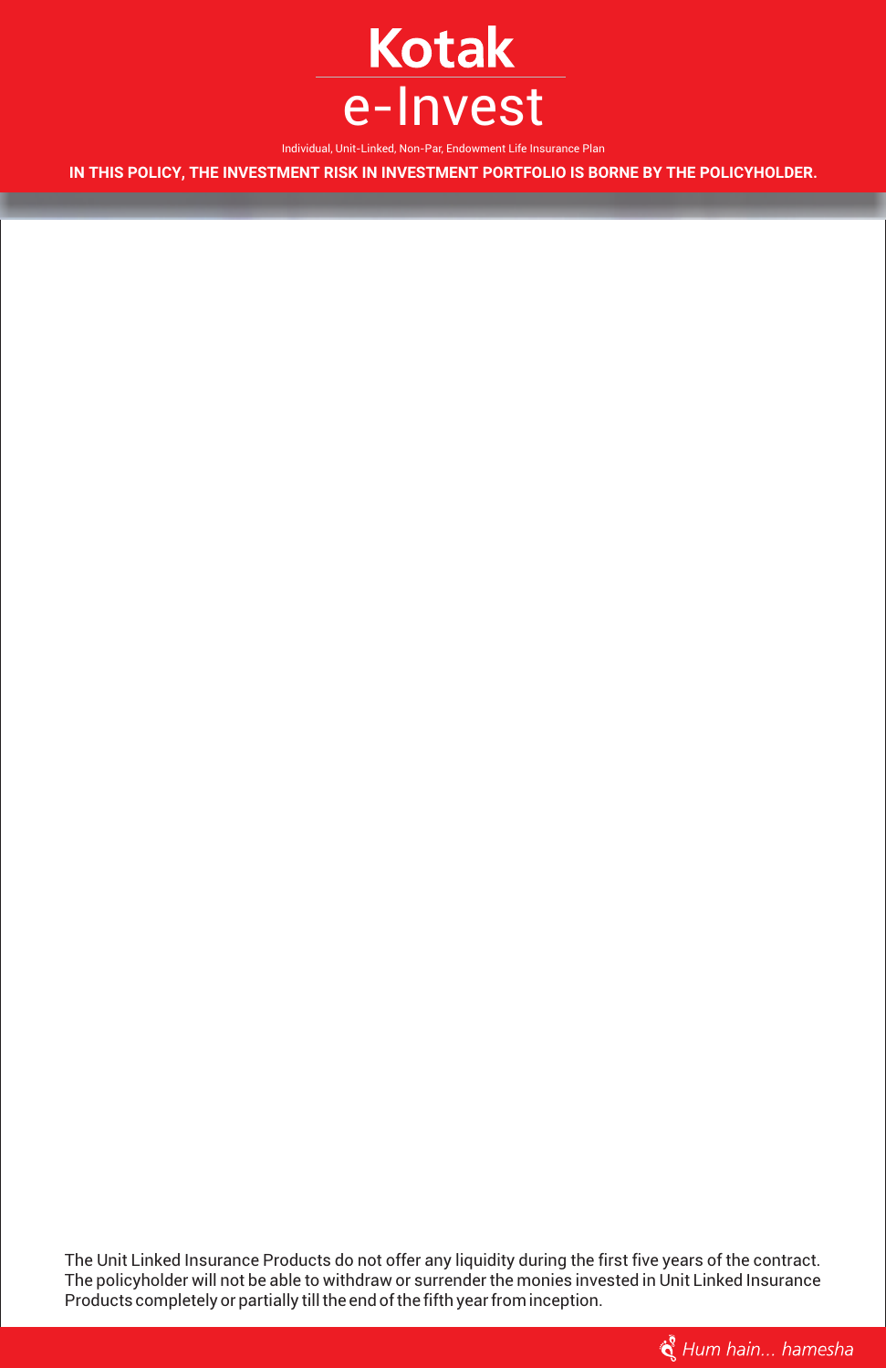# Kotak e-Invest

Individual, Unit-Linked, Non-Par, Endowment Life Insurance Plan

**IN THIS POLICY, THE INVESTMENT RISK IN INVESTMENT PORTFOLIO IS BORNE BY THE POLICYHOLDER.**

The Unit Linked Insurance Products do not offer any liquidity during the first five years of the contract. The policyholder will not be able to withdraw or surrender the monies invested in Unit Linked Insurance Products completely or partially till the end of the fifth year from inception.

*Hum hain... hamesha*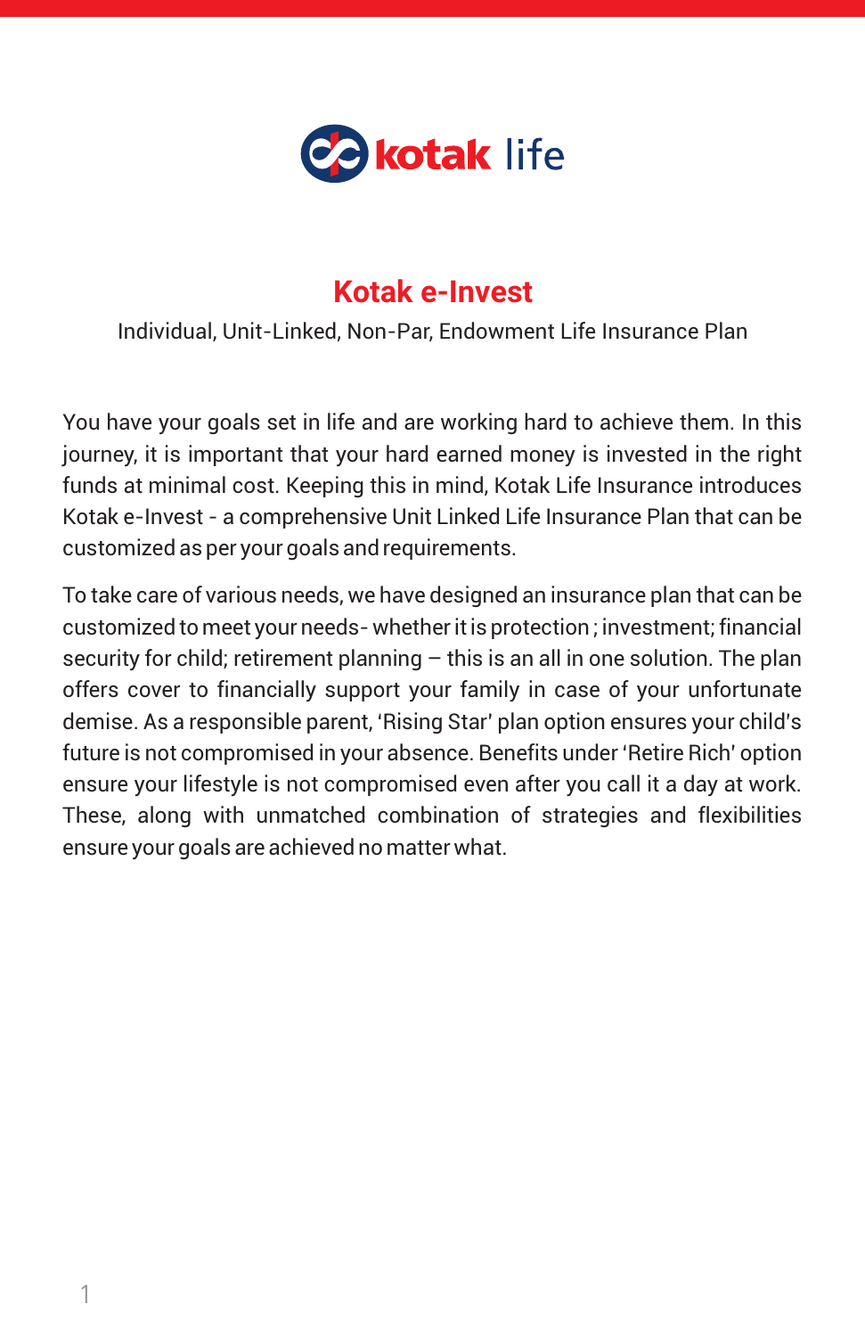kotak life

# Kotak e-Invest

Individual, Unit-Linked, Non-Par, Endowment Life Insurance Plan

You have your goals set in life and are working hard to achieve them. In this journey, it is important that your hard earned money is invested in the right funds at minimal cost. Keeping this in mind, Kotak Life Insurance introduces Kotak e-Invest - a comprehensive Unit Linked Life Insurance Plan that can be customized as per your goals and requirements.

To take care of various needs, we have designed an insurance plan that can be customized to meet your needs- whether it is protection ; investment; financial security for child; retirement planning – this is an all in one solution. The plan offers cover to financially support your family in case of your unfortunate demise. As a responsible parent, 'Rising Star' plan option ensures your child's future is not compromised in your absence. Benefits under 'Retire Rich' option ensure your lifestyle is not compromised even after you call it a day at work. These, along with unmatched combination of strategies and flexibilities ensure your goals are achieved no matter what.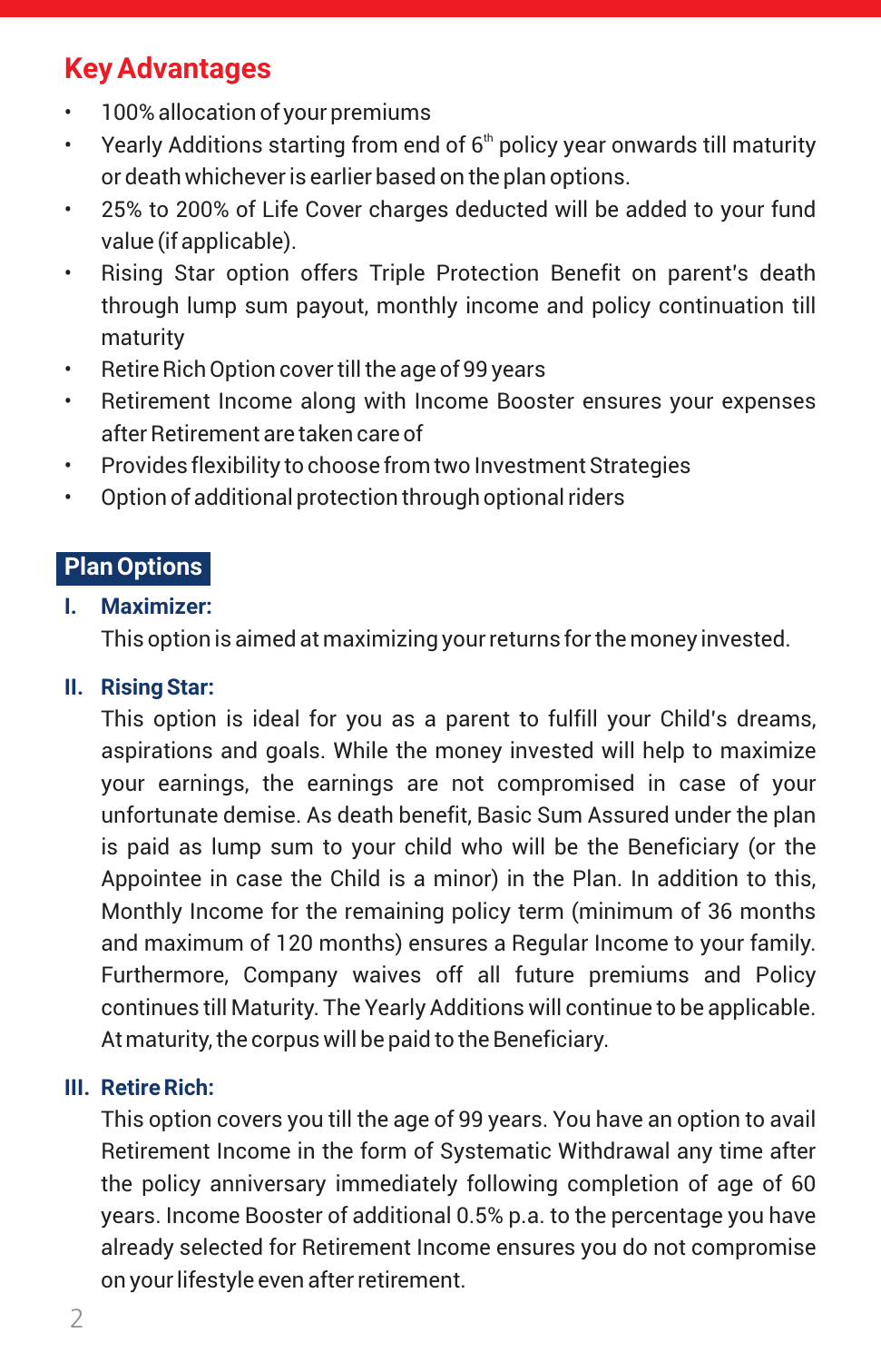## Key Advantages

- 100% allocation of your premiums
- Yearly Additions starting from end of 6th policy year onwards till maturity or death whichever is earlier based on the plan options.
- 25% to 200% of Life Cover charges deducted will be added to your fund value (if applicable).
- Rising Star option offers Triple Protection Benefit on parent's death through lump sum payout, monthly income and policy continuation till maturity
- Retire Rich Option cover till the age of 99 years
- Retirement Income along with Income Booster ensures your expenses after Retirement are taken care of
- Provides flexibility to choose from two Investment Strategies
- Option of additional protection through optional riders

## Plan Options

### I. Maximizer:

This option is aimed at maximizing your returns for the money invested.

### II. Rising Star:

This option is ideal for you as a parent to fulfill your Child's dreams, aspirations and goals. While the money invested will help to maximize your earnings, the earnings are not compromised in case of your unfortunate demise. As death benefit, Basic Sum Assured under the plan is paid as lump sum to your child who will be the Beneficiary (or the Appointee in case the Child is a minor) in the Plan. In addition to this, Monthly Income for the remaining policy term (minimum of 36 months and maximum of 120 months) ensures a Regular Income to your family. Furthermore, Company waives off all future premiums and Policy continues till Maturity. The Yearly Additions will continue to be applicable. At maturity, the corpus will be paid to the Beneficiary.

### III. Retire Rich:

This option covers you till the age of 99 years. You have an option to avail Retirement Income in the form of Systematic Withdrawal any time after the policy anniversary immediately following completion of age of 60 years. Income Booster of additional 0.5% p.a. to the percentage you have already selected for Retirement Income ensures you do not compromise on your lifestyle even after retirement.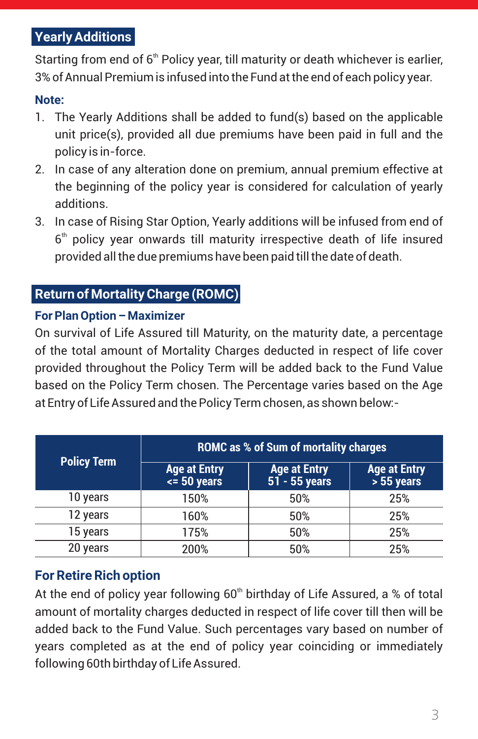## Yearly Additions

Starting from end of 6th Policy year, till maturity or death whichever is earlier, 3% of Annual Premium is infused into the Fund at the end of each policy year.

**Note:**

1. The Yearly Additions shall be added to fund(s) based on the applicable unit price(s), provided all due premiums have been paid in full and the policy is in-force.
2. In case of any alteration done on premium, annual premium effective at the beginning of the policy year is considered for calculation of yearly additions.
3. In case of Rising Star Option, Yearly additions will be infused from end of 6th policy year onwards till maturity irrespective death of life insured provided all the due premiums have been paid till the date of death.

## Return of Mortality Charge (ROMC)

### For Plan Option – Maximizer

On survival of Life Assured till Maturity, on the maturity date, a percentage of the total amount of Mortality Charges deducted in respect of life cover provided throughout the Policy Term will be added back to the Fund Value based on the Policy Term chosen. The Percentage varies based on the Age at Entry of Life Assured and the Policy Term chosen, as shown below:-

| Policy Term | ROMC as % of Sum of mortality charges | | |
|---|---|---|---|
| | Age at Entry <= 50 years | Age at Entry 51 - 55 years | Age at Entry > 55 years |
| 10 years | 150% | 50% | 25% |
| 12 years | 160% | 50% | 25% |
| 15 years | 175% | 50% | 25% |
| 20 years | 200% | 50% | 25% |

### For Retire Rich option

At the end of policy year following 60th birthday of Life Assured, a % of total amount of mortality charges deducted in respect of life cover till then will be added back to the Fund Value. Such percentages vary based on number of years completed as at the end of policy year coinciding or immediately following 60th birthday of Life Assured.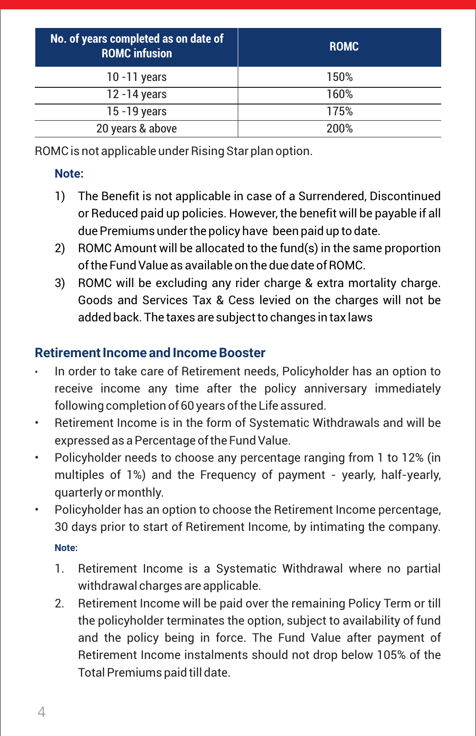| No. of years completed as on date of ROMC infusion | ROMC |
|---|---|
| 10 -11 years | 150% |
| 12 -14 years | 160% |
| 15 -19 years | 175% |
| 20 years & above | 200% |

ROMC is not applicable under Rising Star plan option.

**Note:**

1) The Benefit is not applicable in case of a Surrendered, Discontinued or Reduced paid up policies. However, the benefit will be payable if all due Premiums under the policy have been paid up to date.
2) ROMC Amount will be allocated to the fund(s) in the same proportion of the Fund Value as available on the due date of ROMC.
3) ROMC will be excluding any rider charge & extra mortality charge. Goods and Services Tax & Cess levied on the charges will not be added back. The taxes are subject to changes in tax laws

## Retirement Income and Income Booster

- In order to take care of Retirement needs, Policyholder has an option to receive income any time after the policy anniversary immediately following completion of 60 years of the Life assured.
- Retirement Income is in the form of Systematic Withdrawals and will be expressed as a Percentage of the Fund Value.
- Policyholder needs to choose any percentage ranging from 1 to 12% (in multiples of 1%) and the Frequency of payment - yearly, half-yearly, quarterly or monthly.
- Policyholder has an option to choose the Retirement Income percentage, 30 days prior to start of Retirement Income, by intimating the company.

**Note:**

1. Retirement Income is a Systematic Withdrawal where no partial withdrawal charges are applicable.
2. Retirement Income will be paid over the remaining Policy Term or till the policyholder terminates the option, subject to availability of fund and the policy being in force. The Fund Value after payment of Retirement Income instalments should not drop below 105% of the Total Premiums paid till date.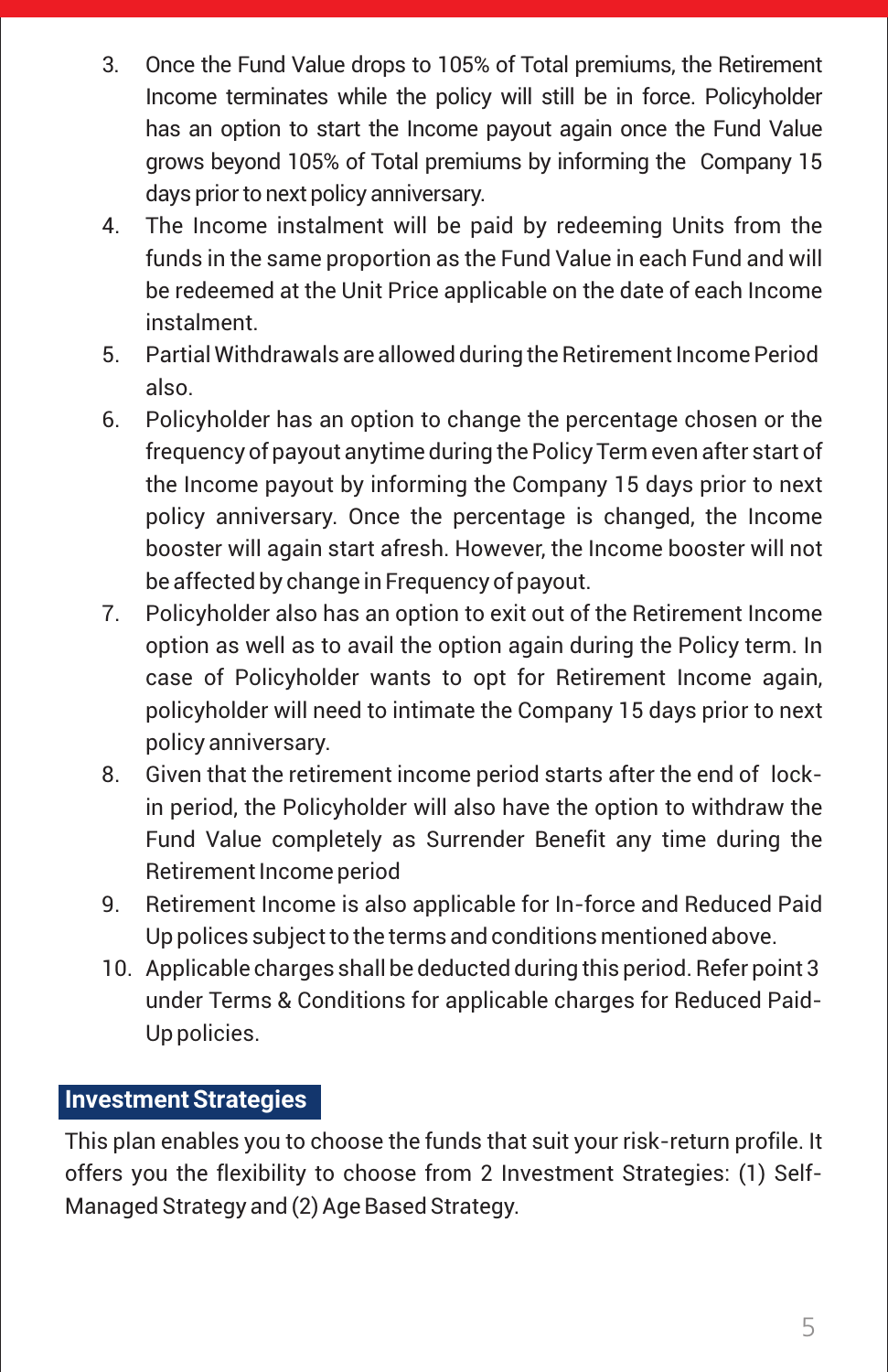3. Once the Fund Value drops to 105% of Total premiums, the Retirement Income terminates while the policy will still be in force. Policyholder has an option to start the Income payout again once the Fund Value grows beyond 105% of Total premiums by informing the Company 15 days prior to next policy anniversary.
4. The Income instalment will be paid by redeeming Units from the funds in the same proportion as the Fund Value in each Fund and will be redeemed at the Unit Price applicable on the date of each Income instalment.
5. Partial Withdrawals are allowed during the Retirement Income Period also.
6. Policyholder has an option to change the percentage chosen or the frequency of payout anytime during the Policy Term even after start of the Income payout by informing the Company 15 days prior to next policy anniversary. Once the percentage is changed, the Income booster will again start afresh. However, the Income booster will not be affected by change in Frequency of payout.
7. Policyholder also has an option to exit out of the Retirement Income option as well as to avail the option again during the Policy term. In case of Policyholder wants to opt for Retirement Income again, policyholder will need to intimate the Company 15 days prior to next policy anniversary.
8. Given that the retirement income period starts after the end of lock-in period, the Policyholder will also have the option to withdraw the Fund Value completely as Surrender Benefit any time during the Retirement Income period
9. Retirement Income is also applicable for In-force and Reduced Paid Up polices subject to the terms and conditions mentioned above.
10. Applicable charges shall be deducted during this period. Refer point 3 under Terms & Conditions for applicable charges for Reduced Paid-Up policies.

## Investment Strategies

This plan enables you to choose the funds that suit your risk-return profile. It offers you the flexibility to choose from 2 Investment Strategies: (1) Self-Managed Strategy and (2) Age Based Strategy.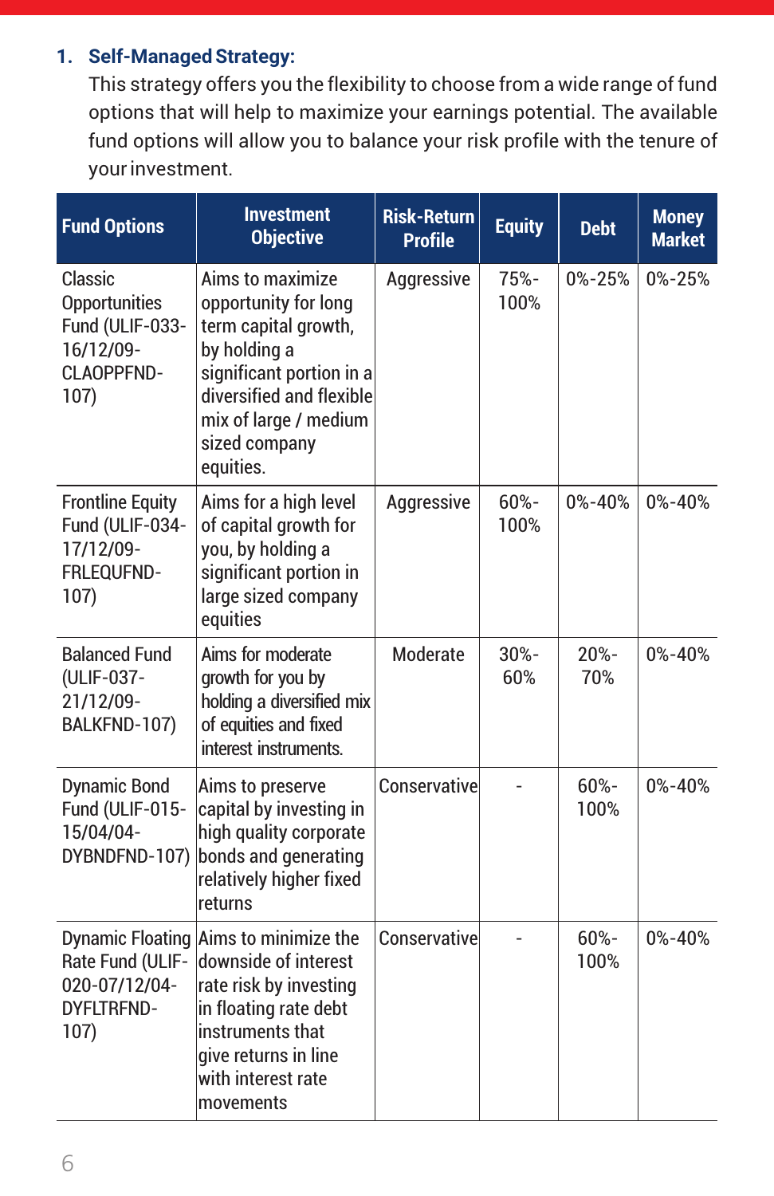1. **Self-Managed Strategy:**
   This strategy offers you the flexibility to choose from a wide range of fund options that will help to maximize your earnings potential. The available fund options will allow you to balance your risk profile with the tenure of your investment.

| Fund Options | Investment Objective | Risk-Return Profile | Equity | Debt | Money Market |
|---|---|---|---|---|---|
| Classic Opportunities Fund (ULIF-033-16/12/09-CLAOPPFND-107) | Aims to maximize opportunity for long term capital growth, by holding a significant portion in a diversified and flexible mix of large / medium sized company equities. | Aggressive | 75%-100% | 0%-25% | 0%-25% |
| Frontline Equity Fund (ULIF-034-17/12/09-FRLEQUFND-107) | Aims for a high level of capital growth for you, by holding a significant portion in large sized company equities | Aggressive | 60%-100% | 0%-40% | 0%-40% |
| Balanced Fund (ULIF-037-21/12/09-BALKFND-107) | Aims for moderate growth for you by holding a diversified mix of equities and fixed interest instruments. | Moderate | 30%-60% | 20%-70% | 0%-40% |
| Dynamic Bond Fund (ULIF-015-15/04/04-DYBNDFND-107) | Aims to preserve capital by investing in high quality corporate bonds and generating relatively higher fixed returns | Conservative | - | 60%-100% | 0%-40% |
| Dynamic Floating Rate Fund (ULIF-020-07/12/04-DYFLTRFND-107) | Aims to minimize the downside of interest rate risk by investing in floating rate debt instruments that give returns in line with interest rate movements | Conservative | - | 60%-100% | 0%-40% |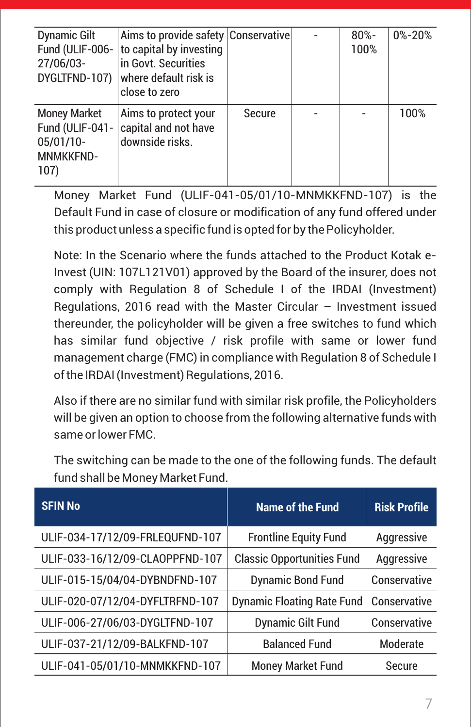| | | | | | |
|---|---|---|---|---|---|
| Dynamic Gilt Fund (ULIF-006-27/06/03-DYGLTFND-107) | Aims to provide safety to capital by investing in Govt. Securities where default risk is close to zero | Conservative | - | 80%-100% | 0%-20% |
| Money Market Fund (ULIF-041-05/01/10-MNMKKFND-107) | Aims to protect your capital and not have downside risks. | Secure | - | - | 100% |

Money Market Fund (ULIF-041-05/01/10-MNMKKFND-107) is the Default Fund in case of closure or modification of any fund offered under this product unless a specific fund is opted for by the Policyholder.

Note: In the Scenario where the funds attached to the Product Kotak e-Invest (UIN: 107L121V01) approved by the Board of the insurer, does not comply with Regulation 8 of Schedule I of the IRDAI (Investment) Regulations, 2016 read with the Master Circular – Investment issued thereunder, the policyholder will be given a free switches to fund which has similar fund objective / risk profile with same or lower fund management charge (FMC) in compliance with Regulation 8 of Schedule I of the IRDAI (Investment) Regulations, 2016.

Also if there are no similar fund with similar risk profile, the Policyholders will be given an option to choose from the following alternative funds with same or lower FMC.

The switching can be made to the one of the following funds. The default fund shall be Money Market Fund.

| SFIN No | Name of the Fund | Risk Profile |
|---|---|---|
| ULIF-034-17/12/09-FRLEQUFND-107 | Frontline Equity Fund | Aggressive |
| ULIF-033-16/12/09-CLAOPPFND-107 | Classic Opportunities Fund | Aggressive |
| ULIF-015-15/04/04-DYBNDFND-107 | Dynamic Bond Fund | Conservative |
| ULIF-020-07/12/04-DYFLTRFND-107 | Dynamic Floating Rate Fund | Conservative |
| ULIF-006-27/06/03-DYGLTFND-107 | Dynamic Gilt Fund | Conservative |
| ULIF-037-21/12/09-BALKFND-107 | Balanced Fund | Moderate |
| ULIF-041-05/01/10-MNMKKFND-107 | Money Market Fund | Secure |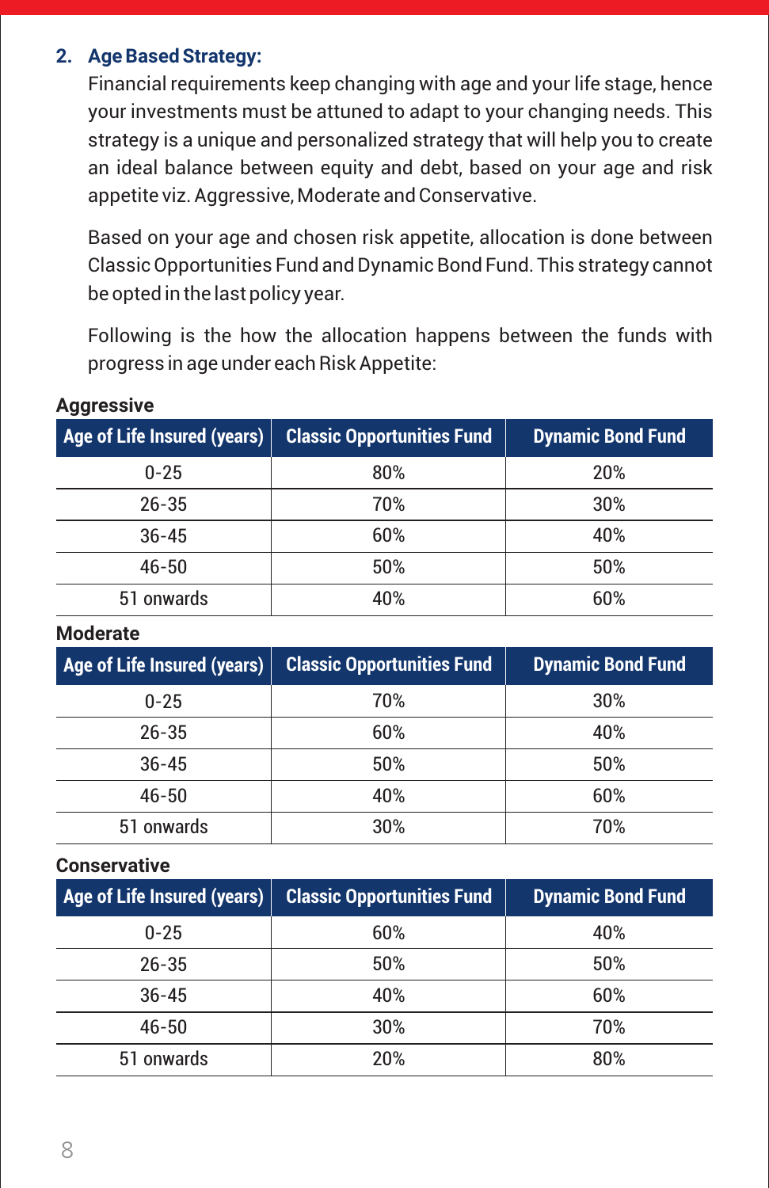## 2. Age Based Strategy:

Financial requirements keep changing with age and your life stage, hence your investments must be attuned to adapt to your changing needs. This strategy is a unique and personalized strategy that will help you to create an ideal balance between equity and debt, based on your age and risk appetite viz. Aggressive, Moderate and Conservative.

Based on your age and chosen risk appetite, allocation is done between Classic Opportunities Fund and Dynamic Bond Fund. This strategy cannot be opted in the last policy year.

Following is the how the allocation happens between the funds with progress in age under each Risk Appetite:

**Aggressive**

| Age of Life Insured (years) | Classic Opportunities Fund | Dynamic Bond Fund |
|---|---|---|
| 0-25 | 80% | 20% |
| 26-35 | 70% | 30% |
| 36-45 | 60% | 40% |
| 46-50 | 50% | 50% |
| 51 onwards | 40% | 60% |

**Moderate**

| Age of Life Insured (years) | Classic Opportunities Fund | Dynamic Bond Fund |
|---|---|---|
| 0-25 | 70% | 30% |
| 26-35 | 60% | 40% |
| 36-45 | 50% | 50% |
| 46-50 | 40% | 60% |
| 51 onwards | 30% | 70% |

**Conservative**

| Age of Life Insured (years) | Classic Opportunities Fund | Dynamic Bond Fund |
|---|---|---|
| 0-25 | 60% | 40% |
| 26-35 | 50% | 50% |
| 36-45 | 40% | 60% |
| 46-50 | 30% | 70% |
| 51 onwards | 20% | 80% |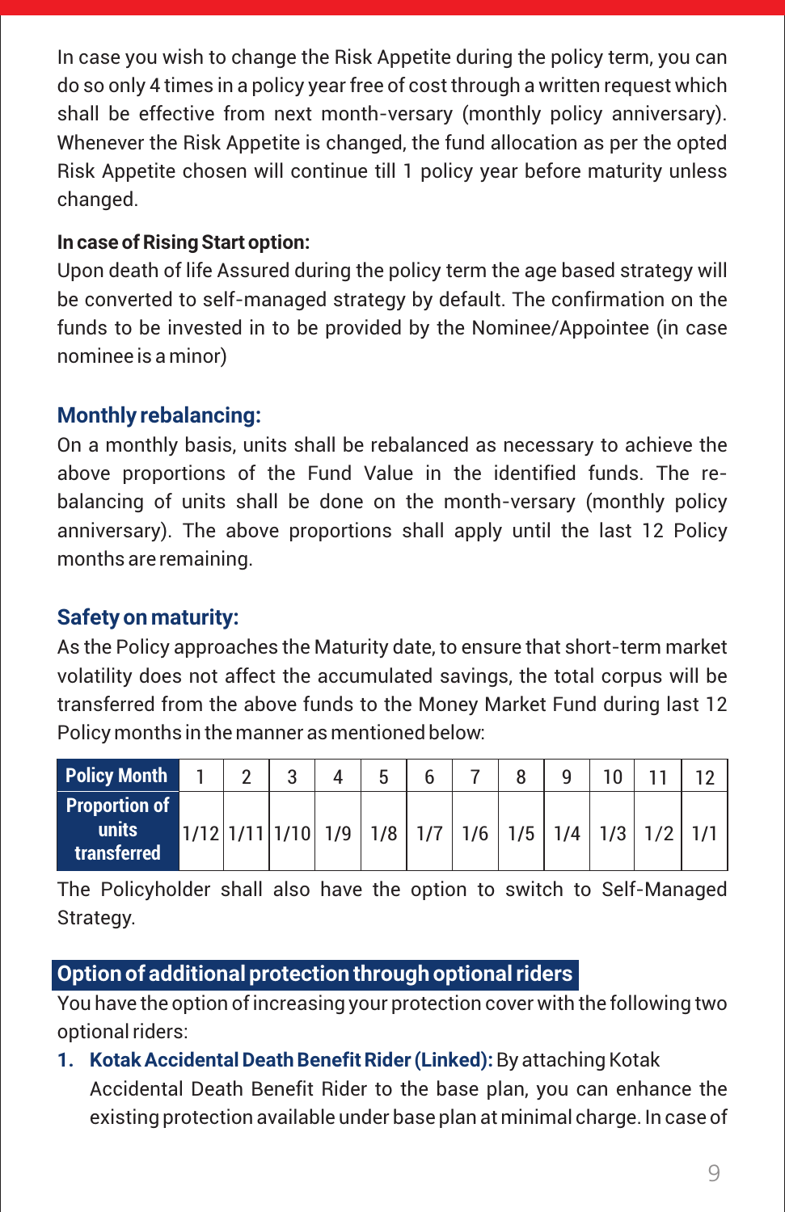In case you wish to change the Risk Appetite during the policy term, you can do so only 4 times in a policy year free of cost through a written request which shall be effective from next month-versary (monthly policy anniversary). Whenever the Risk Appetite is changed, the fund allocation as per the opted Risk Appetite chosen will continue till 1 policy year before maturity unless changed.

**In case of Rising Start option:**

Upon death of life Assured during the policy term the age based strategy will be converted to self-managed strategy by default. The confirmation on the funds to be invested in to be provided by the Nominee/Appointee (in case nominee is a minor)

### Monthly rebalancing:

On a monthly basis, units shall be rebalanced as necessary to achieve the above proportions of the Fund Value in the identified funds. The re-balancing of units shall be done on the month-versary (monthly policy anniversary). The above proportions shall apply until the last 12 Policy months are remaining.

### Safety on maturity:

As the Policy approaches the Maturity date, to ensure that short-term market volatility does not affect the accumulated savings, the total corpus will be transferred from the above funds to the Money Market Fund during last 12 Policy months in the manner as mentioned below:

| Policy Month | 1 | 2 | 3 | 4 | 5 | 6 | 7 | 8 | 9 | 10 | 11 | 12 |
|---|---|---|---|---|---|---|---|---|---|---|---|---|
| Proportion of units transferred | 1/12 | 1/11 | 1/10 | 1/9 | 1/8 | 1/7 | 1/6 | 1/5 | 1/4 | 1/3 | 1/2 | 1/1 |

The Policyholder shall also have the option to switch to Self-Managed Strategy.

## Option of additional protection through optional riders

You have the option of increasing your protection cover with the following two optional riders:

1. **Kotak Accidental Death Benefit Rider (Linked):** By attaching Kotak Accidental Death Benefit Rider to the base plan, you can enhance the existing protection available under base plan at minimal charge. In case of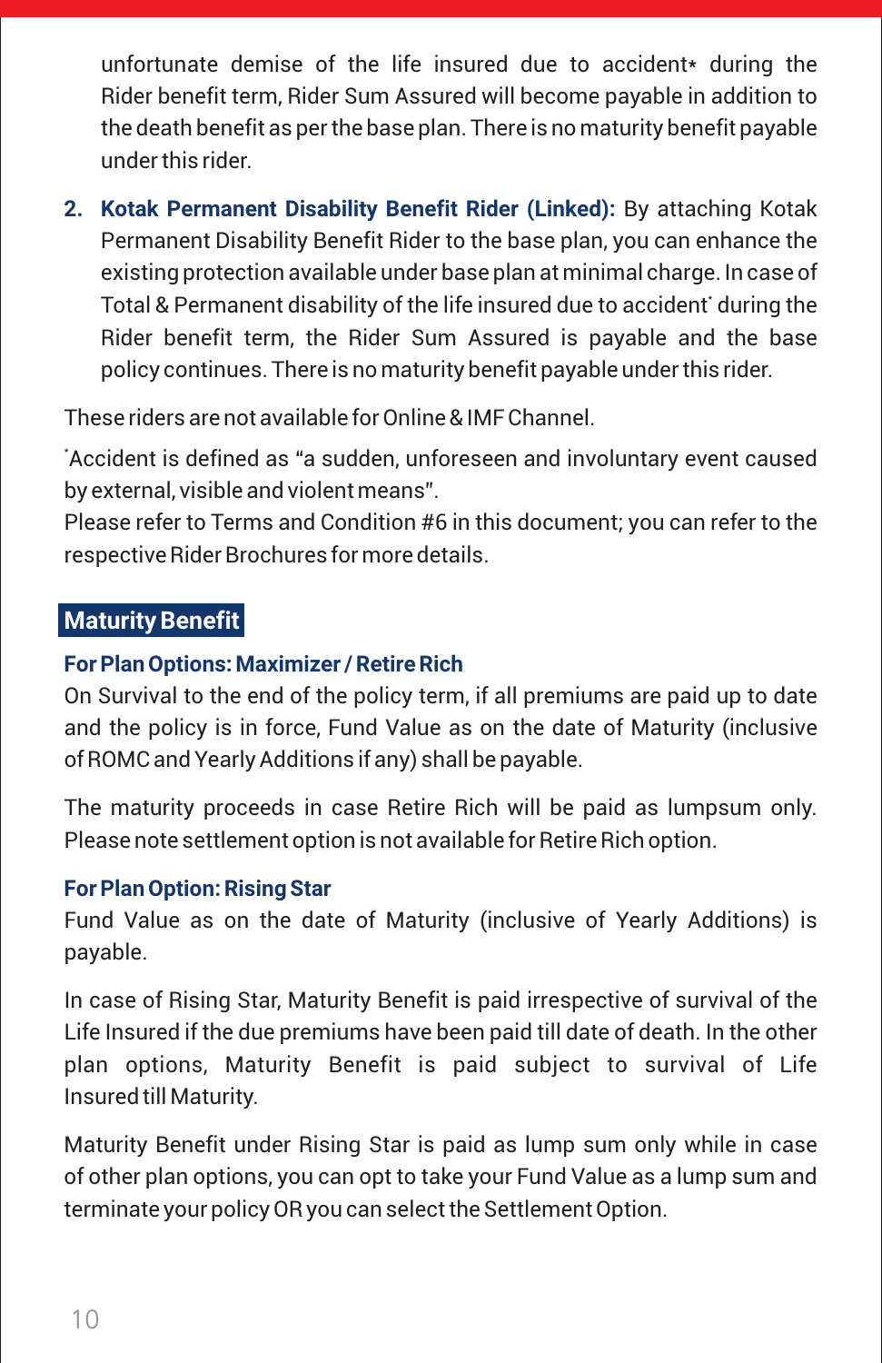unfortunate demise of the life insured due to accident* during the Rider benefit term, Rider Sum Assured will become payable in addition to the death benefit as per the base plan. There is no maturity benefit payable under this rider.

2. **Kotak Permanent Disability Benefit Rider (Linked):** By attaching Kotak Permanent Disability Benefit Rider to the base plan, you can enhance the existing protection available under base plan at minimal charge. In case of Total & Permanent disability of the life insured due to accident* during the Rider benefit term, the Rider Sum Assured is payable and the base policy continues. There is no maturity benefit payable under this rider.

These riders are not available for Online & IMF Channel.

*Accident is defined as "a sudden, unforeseen and involuntary event caused by external, visible and violent means".
Please refer to Terms and Condition #6 in this document; you can refer to the respective Rider Brochures for more details.

## Maturity Benefit

### For Plan Options: Maximizer / Retire Rich

On Survival to the end of the policy term, if all premiums are paid up to date and the policy is in force, Fund Value as on the date of Maturity (inclusive of ROMC and Yearly Additions if any) shall be payable.

The maturity proceeds in case Retire Rich will be paid as lumpsum only. Please note settlement option is not available for Retire Rich option.

### For Plan Option: Rising Star

Fund Value as on the date of Maturity (inclusive of Yearly Additions) is payable.

In case of Rising Star, Maturity Benefit is paid irrespective of survival of the Life Insured if the due premiums have been paid till date of death. In the other plan options, Maturity Benefit is paid subject to survival of Life Insured till Maturity.

Maturity Benefit under Rising Star is paid as lump sum only while in case of other plan options, you can opt to take your Fund Value as a lump sum and terminate your policy OR you can select the Settlement Option.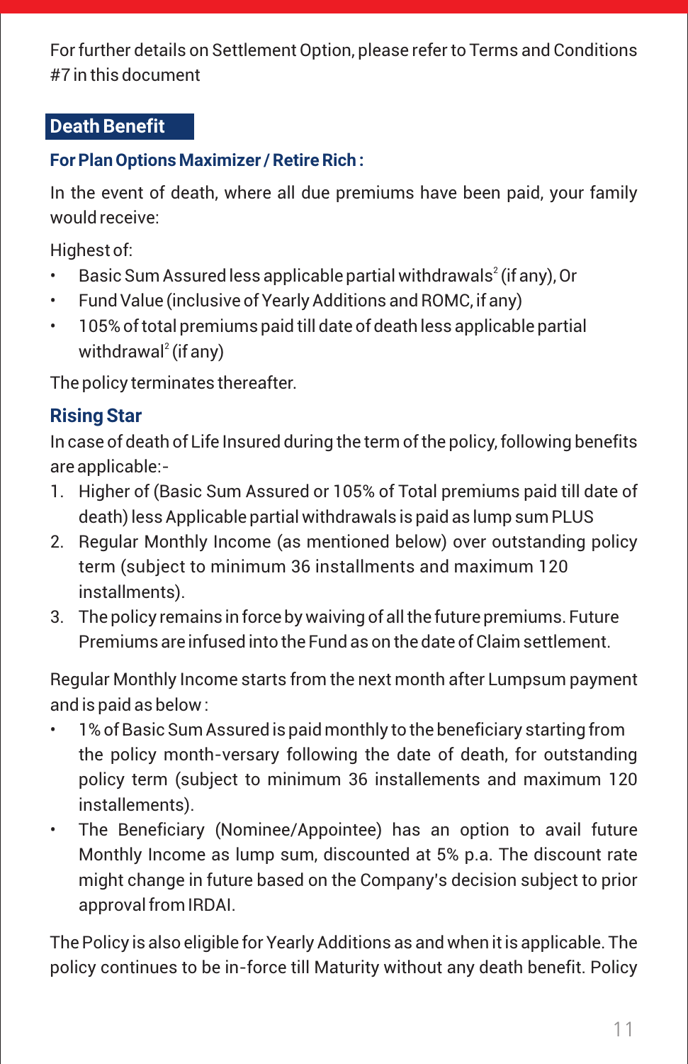For further details on Settlement Option, please refer to Terms and Conditions #7 in this document

## Death Benefit

### For Plan Options Maximizer / Retire Rich :

In the event of death, where all due premiums have been paid, your family would receive:

Highest of:

- Basic Sum Assured less applicable partial withdrawals[2] (if any), Or
- Fund Value (inclusive of Yearly Additions and ROMC, if any)
- 105% of total premiums paid till date of death less applicable partial withdrawal[2] (if any)

The policy terminates thereafter.

### Rising Star

In case of death of Life Insured during the term of the policy, following benefits are applicable:-

1. Higher of (Basic Sum Assured or 105% of Total premiums paid till date of death) less Applicable partial withdrawals is paid as lump sum PLUS
2. Regular Monthly Income (as mentioned below) over outstanding policy term (subject to minimum 36 installments and maximum 120 installments).
3. The policy remains in force by waiving of all the future premiums. Future Premiums are infused into the Fund as on the date of Claim settlement.

Regular Monthly Income starts from the next month after Lumpsum payment and is paid as below :

- 1% of Basic Sum Assured is paid monthly to the beneficiary starting from the policy month-versary following the date of death, for outstanding policy term (subject to minimum 36 installements and maximum 120 installements).
- The Beneficiary (Nominee/Appointee) has an option to avail future Monthly Income as lump sum, discounted at 5% p.a. The discount rate might change in future based on the Company's decision subject to prior approval from IRDAI.

The Policy is also eligible for Yearly Additions as and when it is applicable. The policy continues to be in-force till Maturity without any death benefit. Policy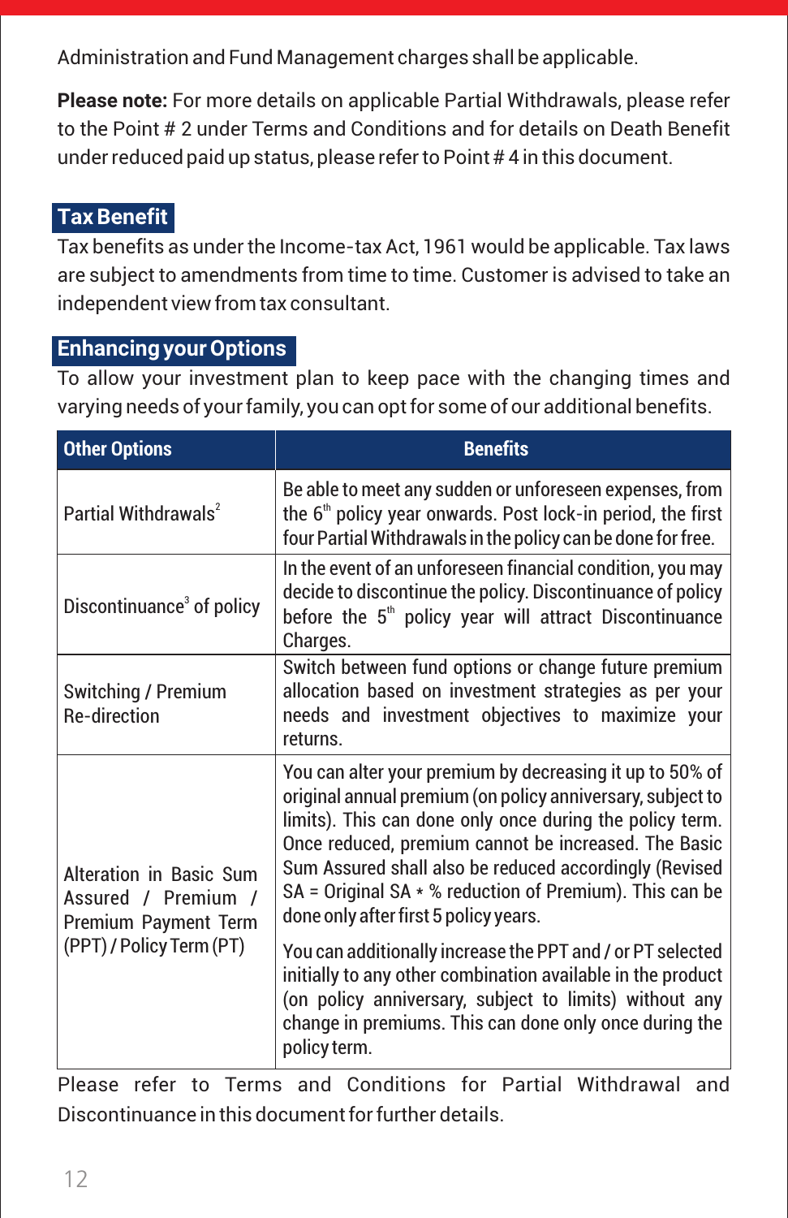Administration and Fund Management charges shall be applicable.

**Please note:** For more details on applicable Partial Withdrawals, please refer to the Point # 2 under Terms and Conditions and for details on Death Benefit under reduced paid up status, please refer to Point # 4 in this document.

## Tax Benefit

Tax benefits as under the Income-tax Act, 1961 would be applicable. Tax laws are subject to amendments from time to time. Customer is advised to take an independent view from tax consultant.

## Enhancing your Options

To allow your investment plan to keep pace with the changing times and varying needs of your family, you can opt for some of our additional benefits.

| Other Options | Benefits |
|---|---|
| Partial Withdrawals[2] | Be able to meet any sudden or unforeseen expenses, from the 6th policy year onwards. Post lock-in period, the first four Partial Withdrawals in the policy can be done for free. |
| Discontinuance[3] of policy | In the event of an unforeseen financial condition, you may decide to discontinue the policy. Discontinuance of policy before the 5th policy year will attract Discontinuance Charges. |
| Switching / Premium Re-direction | Switch between fund options or change future premium allocation based on investment strategies as per your needs and investment objectives to maximize your returns. |
| Alteration in Basic Sum Assured / Premium / Premium Payment Term (PPT) / Policy Term (PT) | You can alter your premium by decreasing it up to 50% of original annual premium (on policy anniversary, subject to limits). This can done only once during the policy term. Once reduced, premium cannot be increased. The Basic Sum Assured shall also be reduced accordingly (Revised SA = Original SA * % reduction of Premium). This can be done only after first 5 policy years.<br><br>You can additionally increase the PPT and / or PT selected initially to any other combination available in the product (on policy anniversary, subject to limits) without any change in premiums. This can done only once during the policy term. |

Please refer to Terms and Conditions for Partial Withdrawal and Discontinuance in this document for further details.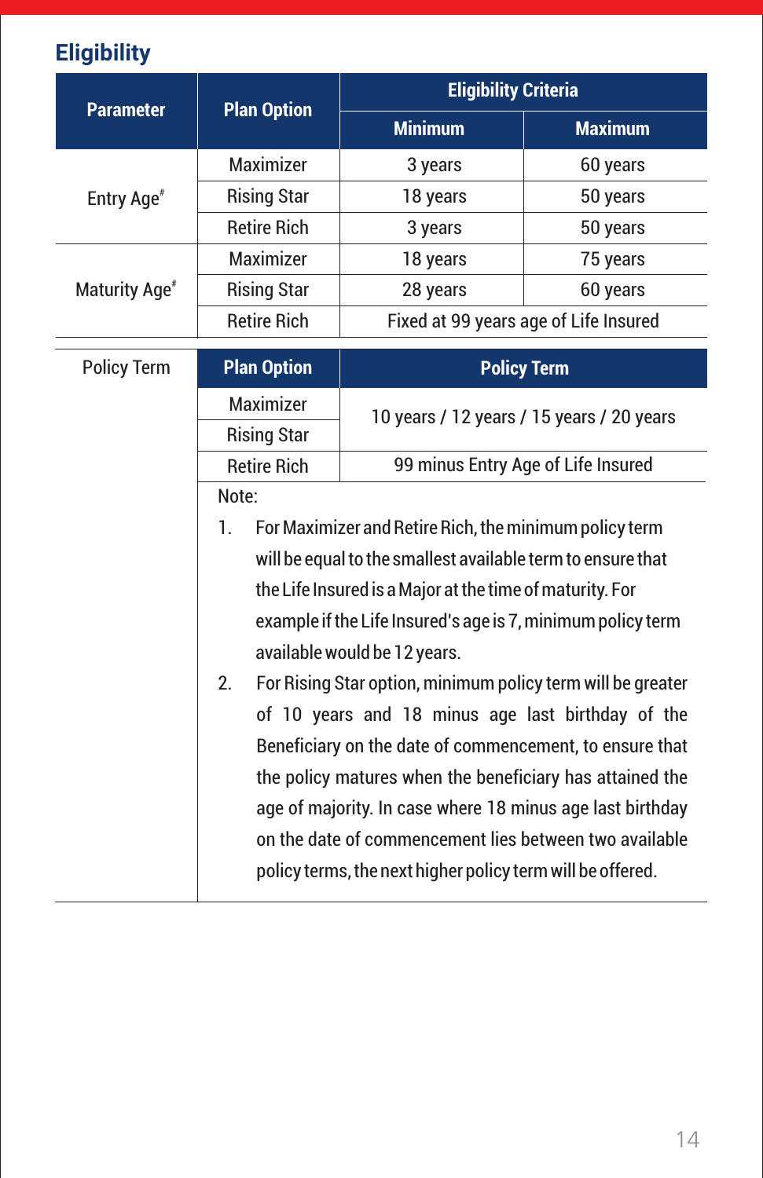## Eligibility

| Parameter | Plan Option | Eligibility Criteria | |
|---|---|---|---|
| | | Minimum | Maximum |
| Entry Age# | Maximizer | 3 years | 60 years |
| | Rising Star | 18 years | 50 years |
| | Retire Rich | 3 years | 50 years |
| Maturity Age# | Maximizer | 18 years | 75 years |
| | Rising Star | 28 years | 60 years |
| | Retire Rich | Fixed at 99 years age of Life Insured | |

| Parameter | Plan Option | Policy Term |
|---|---|---|
| Policy Term | Maximizer | 10 years / 12 years / 15 years / 20 years |
| | Rising Star | 10 years / 12 years / 15 years / 20 years |
| | Retire Rich | 99 minus Entry Age of Life Insured |

Note:

1. For Maximizer and Retire Rich, the minimum policy term will be equal to the smallest available term to ensure that the Life Insured is a Major at the time of maturity. For example if the Life Insured's age is 7, minimum policy term available would be 12 years.
2. For Rising Star option, minimum policy term will be greater of 10 years and 18 minus age last birthday of the Beneficiary on the date of commencement, to ensure that the policy matures when the beneficiary has attained the age of majority. In case where 18 minus age last birthday on the date of commencement lies between two available policy terms, the next higher policy term will be offered.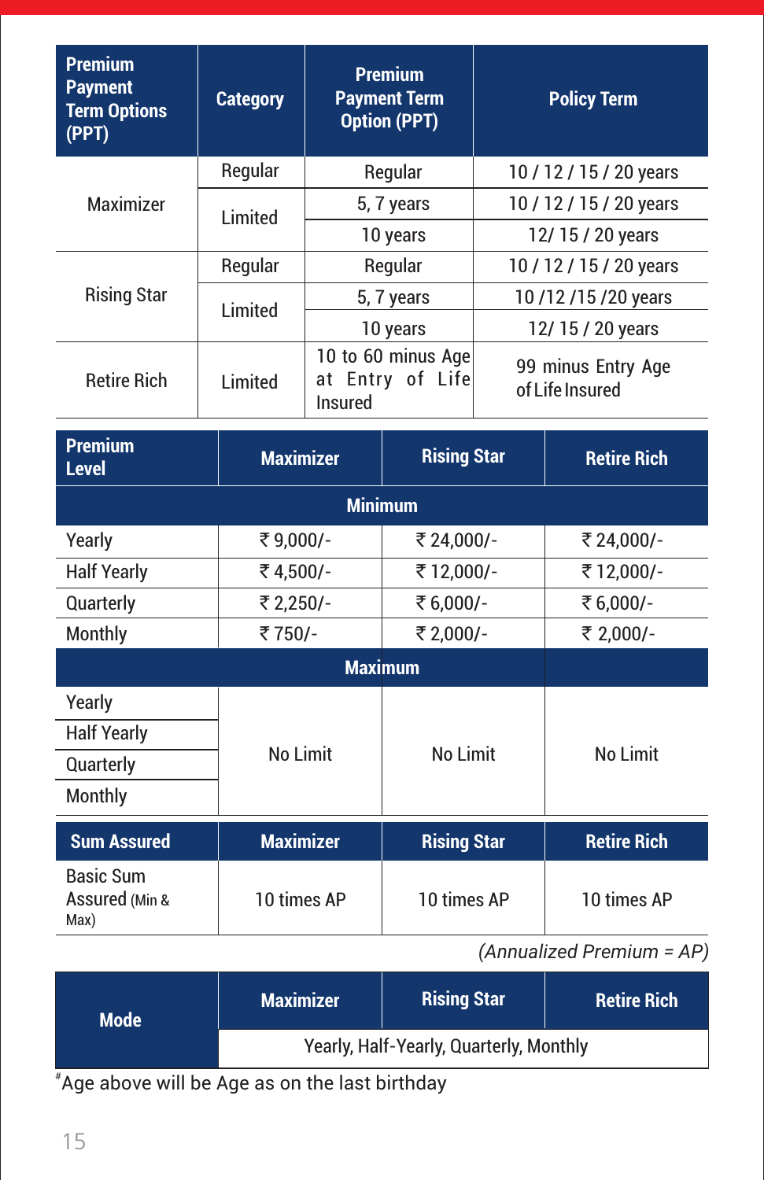| Premium Payment Term Options (PPT) | Category | Premium Payment Term Option (PPT) | Policy Term |
|---|---|---|---|
| Maximizer | Regular | Regular | 10 / 12 / 15 / 20 years |
| | Limited | 5, 7 years | 10 / 12 / 15 / 20 years |
| | | 10 years | 12/ 15 / 20 years |
| Rising Star | Regular | Regular | 10 / 12 / 15 / 20 years |
| | Limited | 5, 7 years | 10 /12 /15 /20 years |
| | | 10 years | 12/ 15 / 20 years |
| Retire Rich | Limited | 10 to 60 minus Age at Entry of Life Insured | 99 minus Entry Age of Life Insured |

| Premium Level | Maximizer | Rising Star | Retire Rich |
|---|---|---|---|
| **Minimum** | | | |
| Yearly | ₹ 9,000/- | ₹ 24,000/- | ₹ 24,000/- |
| Half Yearly | ₹ 4,500/- | ₹ 12,000/- | ₹ 12,000/- |
| Quarterly | ₹ 2,250/- | ₹ 6,000/- | ₹ 6,000/- |
| Monthly | ₹ 750/- | ₹ 2,000/- | ₹ 2,000/- |
| **Maximum** | | | |
| Yearly | No Limit | No Limit | No Limit |
| Half Yearly | | | |
| Quarterly | | | |
| Monthly | | | |

| Sum Assured | Maximizer | Rising Star | Retire Rich |
|---|---|---|---|
| Basic Sum Assured (Min & Max) | 10 times AP | 10 times AP | 10 times AP |

*(Annualized Premium = AP)*

| Mode | Maximizer | Rising Star | Retire Rich |
|---|---|---|---|
| | Yearly, Half-Yearly, Quarterly, Monthly | | |

#Age above will be Age as on the last birthday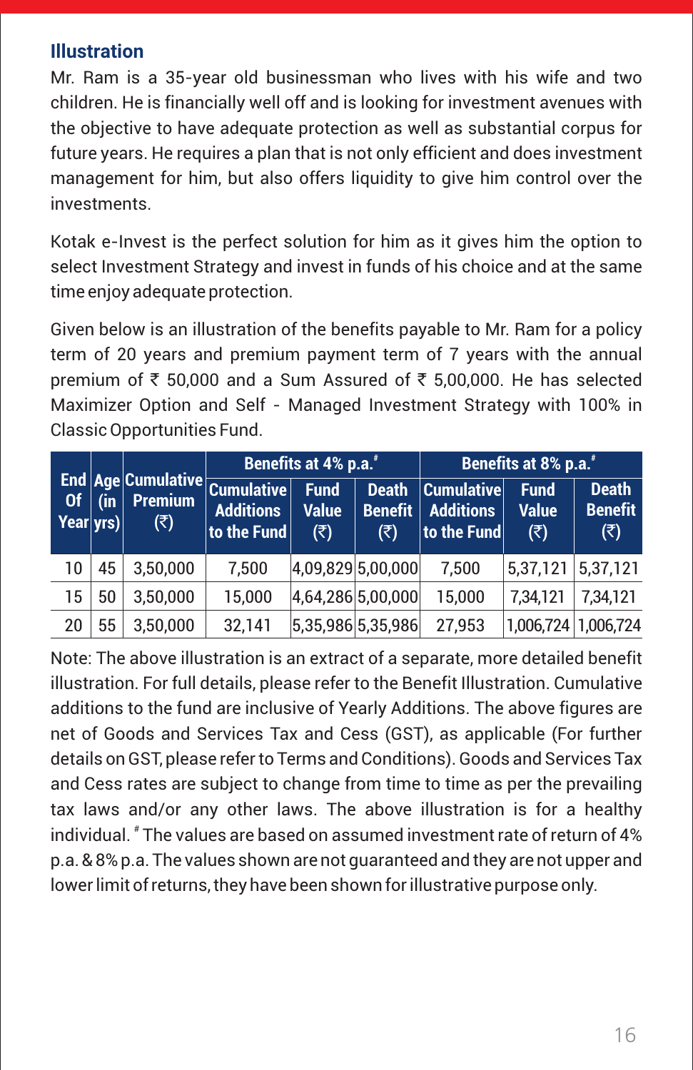### Illustration

Mr. Ram is a 35-year old businessman who lives with his wife and two children. He is financially well off and is looking for investment avenues with the objective to have adequate protection as well as substantial corpus for future years. He requires a plan that is not only efficient and does investment management for him, but also offers liquidity to give him control over the investments.

Kotak e-Invest is the perfect solution for him as it gives him the option to select Investment Strategy and invest in funds of his choice and at the same time enjoy adequate protection.

Given below is an illustration of the benefits payable to Mr. Ram for a policy term of 20 years and premium payment term of 7 years with the annual premium of ₹ 50,000 and a Sum Assured of ₹ 5,00,000. He has selected Maximizer Option and Self - Managed Investment Strategy with 100% in Classic Opportunities Fund.

| End Of Year | Age (in yrs) | Cumulative Premium (₹) | Benefits at 4% p.a.# | | | Benefits at 8% p.a.# | | |
|---|---|---|---|---|---|---|---|---|
| | | | Cumulative Additions to the Fund | Fund Value (₹) | Death Benefit (₹) | Cumulative Additions to the Fund | Fund Value (₹) | Death Benefit (₹) |
| 10 | 45 | 3,50,000 | 7,500 | 4,09,829 | 5,00,000 | 7,500 | 5,37,121 | 5,37,121 |
| 15 | 50 | 3,50,000 | 15,000 | 4,64,286 | 5,00,000 | 15,000 | 7,34,121 | 7,34,121 |
| 20 | 55 | 3,50,000 | 32,141 | 5,35,986 | 5,35,986 | 27,953 | 1,006,724 | 1,006,724 |

Note: The above illustration is an extract of a separate, more detailed benefit illustration. For full details, please refer to the Benefit Illustration. Cumulative additions to the fund are inclusive of Yearly Additions. The above figures are net of Goods and Services Tax and Cess (GST), as applicable (For further details on GST, please refer to Terms and Conditions). Goods and Services Tax and Cess rates are subject to change from time to time as per the prevailing tax laws and/or any other laws. The above illustration is for a healthy individual. # The values are based on assumed investment rate of return of 4% p.a. & 8% p.a. The values shown are not guaranteed and they are not upper and lower limit of returns, they have been shown for illustrative purpose only.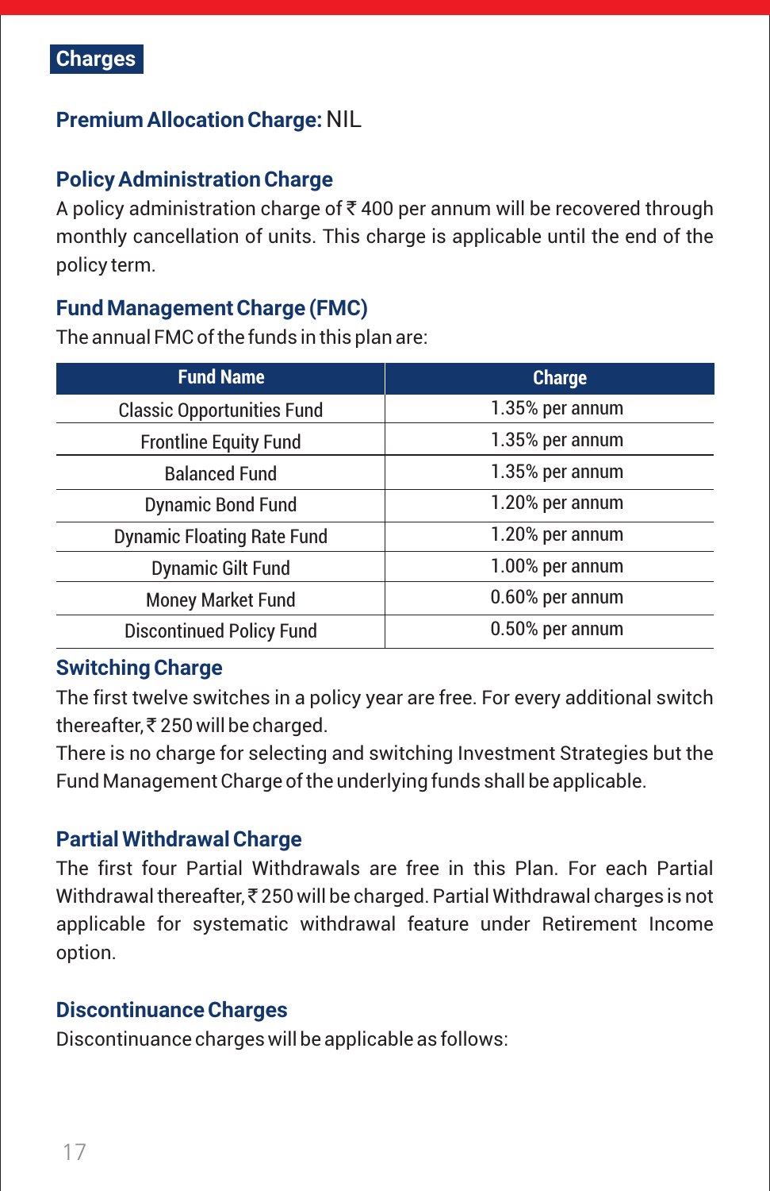## Charges

**Premium Allocation Charge:** NIL

### Policy Administration Charge

A policy administration charge of ₹ 400 per annum will be recovered through monthly cancellation of units. This charge is applicable until the end of the policy term.

### Fund Management Charge (FMC)

The annual FMC of the funds in this plan are:

| Fund Name | Charge |
|---|---|
| Classic Opportunities Fund | 1.35% per annum |
| Frontline Equity Fund | 1.35% per annum |
| Balanced Fund | 1.35% per annum |
| Dynamic Bond Fund | 1.20% per annum |
| Dynamic Floating Rate Fund | 1.20% per annum |
| Dynamic Gilt Fund | 1.00% per annum |
| Money Market Fund | 0.60% per annum |
| Discontinued Policy Fund | 0.50% per annum |

### Switching Charge

The first twelve switches in a policy year are free. For every additional switch thereafter, ₹ 250 will be charged.

There is no charge for selecting and switching Investment Strategies but the Fund Management Charge of the underlying funds shall be applicable.

### Partial Withdrawal Charge

The first four Partial Withdrawals are free in this Plan. For each Partial Withdrawal thereafter, ₹ 250 will be charged. Partial Withdrawal charges is not applicable for systematic withdrawal feature under Retirement Income option.

### Discontinuance Charges

Discontinuance charges will be applicable as follows: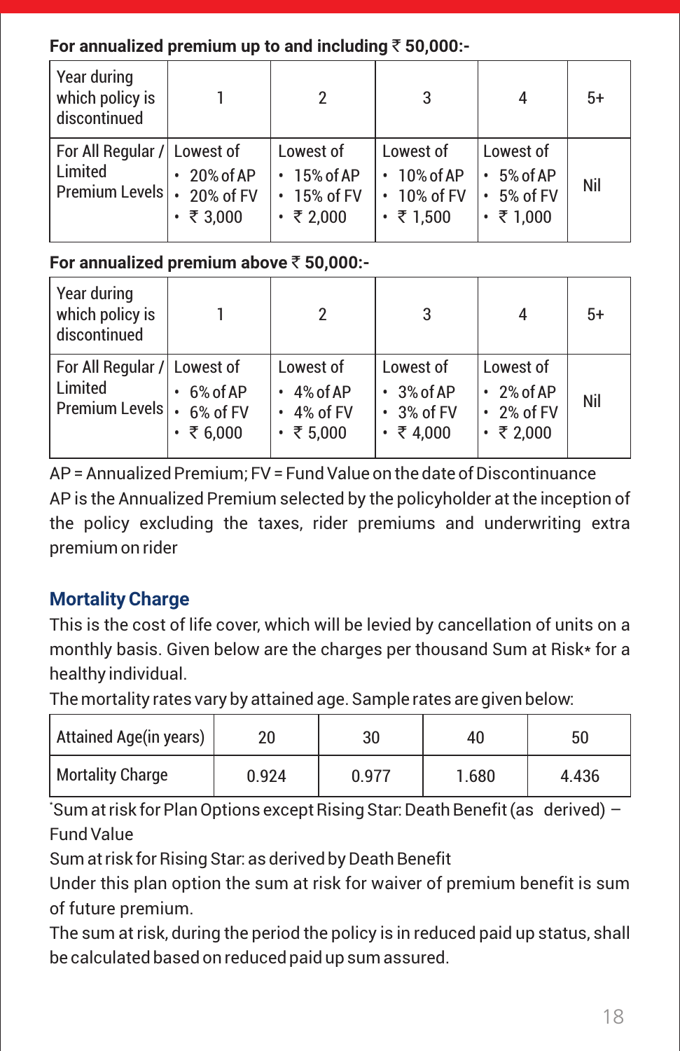**For annualized premium up to and including ₹ 50,000:-**

| Year during which policy is discontinued | 1 | 2 | 3 | 4 | 5+ |
|---|---|---|---|---|---|
| For All Regular / Limited Premium Levels | Lowest of<br>• 20% of AP<br>• 20% of FV<br>• ₹ 3,000 | Lowest of<br>• 15% of AP<br>• 15% of FV<br>• ₹ 2,000 | Lowest of<br>• 10% of AP<br>• 10% of FV<br>• ₹ 1,500 | Lowest of<br>• 5% of AP<br>• 5% of FV<br>• ₹ 1,000 | Nil |

**For annualized premium above ₹ 50,000:-**

| Year during which policy is discontinued | 1 | 2 | 3 | 4 | 5+ |
|---|---|---|---|---|---|
| For All Regular / Limited Premium Levels | Lowest of<br>• 6% of AP<br>• 6% of FV<br>• ₹ 6,000 | Lowest of<br>• 4% of AP<br>• 4% of FV<br>• ₹ 5,000 | Lowest of<br>• 3% of AP<br>• 3% of FV<br>• ₹ 4,000 | Lowest of<br>• 2% of AP<br>• 2% of FV<br>• ₹ 2,000 | Nil |

AP = Annualized Premium; FV = Fund Value on the date of Discontinuance

AP is the Annualized Premium selected by the policyholder at the inception of the policy excluding the taxes, rider premiums and underwriting extra premium on rider

## Mortality Charge

This is the cost of life cover, which will be levied by cancellation of units on a monthly basis. Given below are the charges per thousand Sum at Risk* for a healthy individual.

The mortality rates vary by attained age. Sample rates are given below:

| Attained Age(in years) | 20 | 30 | 40 | 50 |
|---|---|---|---|---|
| Mortality Charge | 0.924 | 0.977 | 1.680 | 4.436 |

*Sum at risk for Plan Options except Rising Star: Death Benefit (as derived) – Fund Value

Sum at risk for Rising Star: as derived by Death Benefit

Under this plan option the sum at risk for waiver of premium benefit is sum of future premium.

The sum at risk, during the period the policy is in reduced paid up status, shall be calculated based on reduced paid up sum assured.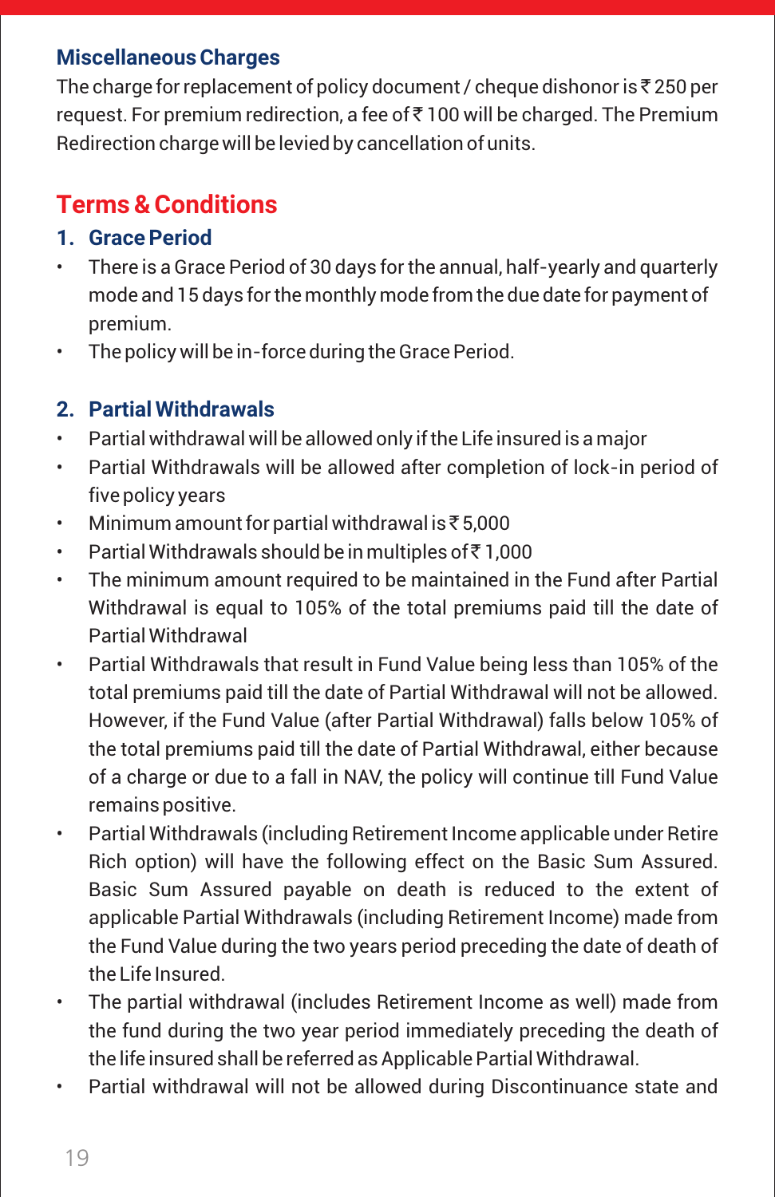### Miscellaneous Charges

The charge for replacement of policy document / cheque dishonor is ₹ 250 per request. For premium redirection, a fee of ₹ 100 will be charged. The Premium Redirection charge will be levied by cancellation of units.

## Terms & Conditions

### 1. Grace Period

- There is a Grace Period of 30 days for the annual, half-yearly and quarterly mode and 15 days for the monthly mode from the due date for payment of premium.
- The policy will be in-force during the Grace Period.

### 2. Partial Withdrawals

- Partial withdrawal will be allowed only if the Life insured is a major
- Partial Withdrawals will be allowed after completion of lock-in period of five policy years
- Minimum amount for partial withdrawal is ₹ 5,000
- Partial Withdrawals should be in multiples of ₹ 1,000
- The minimum amount required to be maintained in the Fund after Partial Withdrawal is equal to 105% of the total premiums paid till the date of Partial Withdrawal
- Partial Withdrawals that result in Fund Value being less than 105% of the total premiums paid till the date of Partial Withdrawal will not be allowed. However, if the Fund Value (after Partial Withdrawal) falls below 105% of the total premiums paid till the date of Partial Withdrawal, either because of a charge or due to a fall in NAV, the policy will continue till Fund Value remains positive.
- Partial Withdrawals (including Retirement Income applicable under Retire Rich option) will have the following effect on the Basic Sum Assured. Basic Sum Assured payable on death is reduced to the extent of applicable Partial Withdrawals (including Retirement Income) made from the Fund Value during the two years period preceding the date of death of the Life Insured.
- The partial withdrawal (includes Retirement Income as well) made from the fund during the two year period immediately preceding the death of the life insured shall be referred as Applicable Partial Withdrawal.
- Partial withdrawal will not be allowed during Discontinuance state and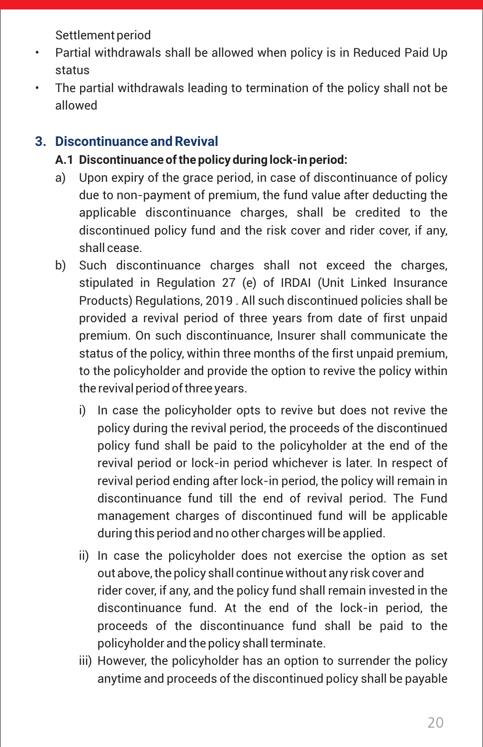Settlement period

- Partial withdrawals shall be allowed when policy is in Reduced Paid Up status
- The partial withdrawals leading to termination of the policy shall not be allowed

## 3. Discontinuance and Revival

**A.1 Discontinuance of the policy during lock-in period:**

a) Upon expiry of the grace period, in case of discontinuance of policy due to non-payment of premium, the fund value after deducting the applicable discontinuance charges, shall be credited to the discontinued policy fund and the risk cover and rider cover, if any, shall cease.

b) Such discontinuance charges shall not exceed the charges, stipulated in Regulation 27 (e) of IRDAI (Unit Linked Insurance Products) Regulations, 2019 . All such discontinued policies shall be provided a revival period of three years from date of first unpaid premium. On such discontinuance, Insurer shall communicate the status of the policy, within three months of the first unpaid premium, to the policyholder and provide the option to revive the policy within the revival period of three years.

   i) In case the policyholder opts to revive but does not revive the policy during the revival period, the proceeds of the discontinued policy fund shall be paid to the policyholder at the end of the revival period or lock-in period whichever is later. In respect of revival period ending after lock-in period, the policy will remain in discontinuance fund till the end of revival period. The Fund management charges of discontinued fund will be applicable during this period and no other charges will be applied.

   ii) In case the policyholder does not exercise the option as set out above, the policy shall continue without any risk cover and rider cover, if any, and the policy fund shall remain invested in the discontinuance fund. At the end of the lock-in period, the proceeds of the discontinuance fund shall be paid to the policyholder and the policy shall terminate.

   iii) However, the policyholder has an option to surrender the policy anytime and proceeds of the discontinued policy shall be payable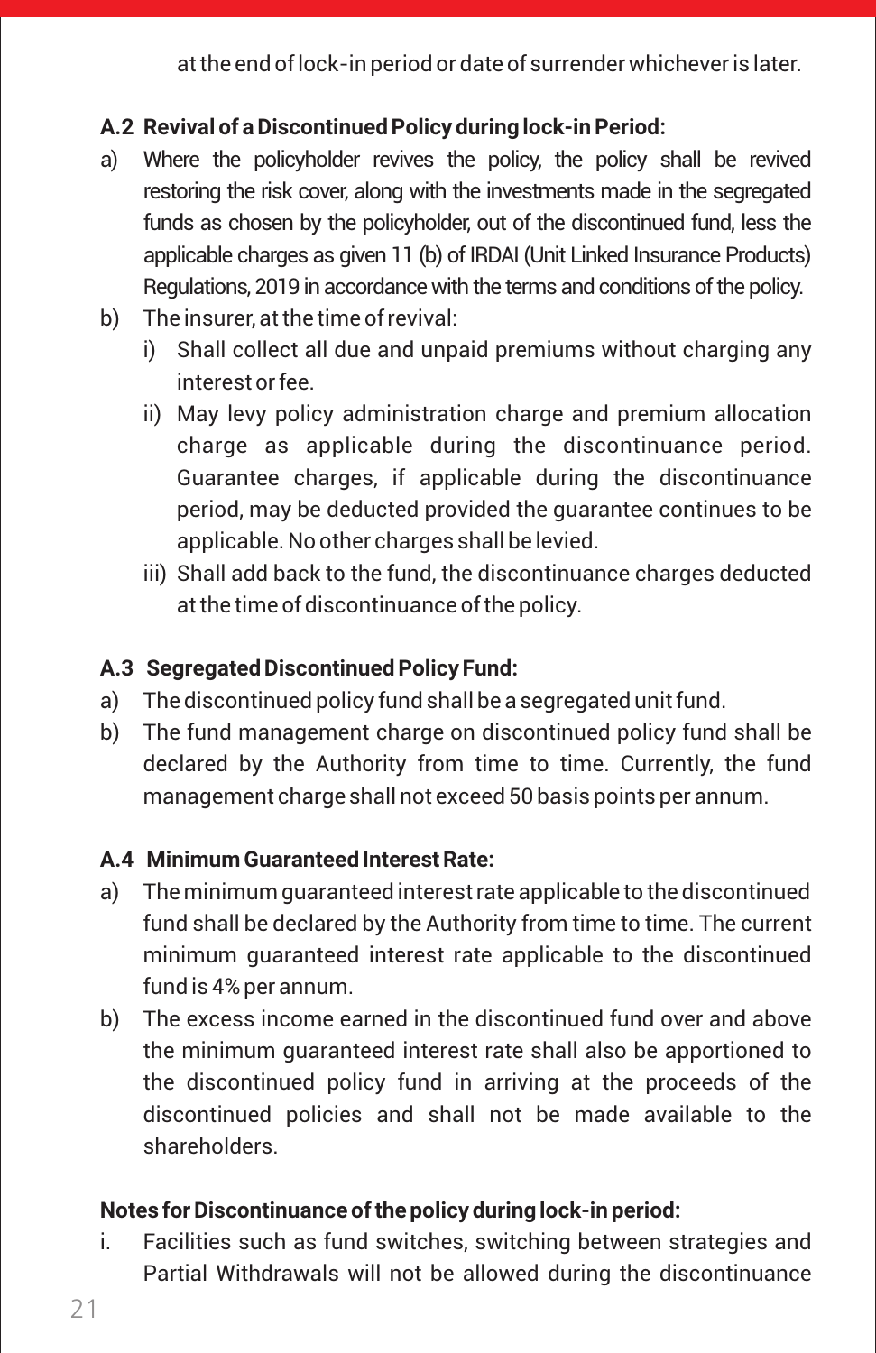at the end of lock-in period or date of surrender whichever is later.

**A.2 Revival of a Discontinued Policy during lock-in Period:**

a) Where the policyholder revives the policy, the policy shall be revived restoring the risk cover, along with the investments made in the segregated funds as chosen by the policyholder, out of the discontinued fund, less the applicable charges as given 11 (b) of IRDAI (Unit Linked Insurance Products) Regulations, 2019 in accordance with the terms and conditions of the policy.

b) The insurer, at the time of revival:

   i) Shall collect all due and unpaid premiums without charging any interest or fee.

   ii) May levy policy administration charge and premium allocation charge as applicable during the discontinuance period. Guarantee charges, if applicable during the discontinuance period, may be deducted provided the guarantee continues to be applicable. No other charges shall be levied.

   iii) Shall add back to the fund, the discontinuance charges deducted at the time of discontinuance of the policy.

**A.3 Segregated Discontinued Policy Fund:**

a) The discontinued policy fund shall be a segregated unit fund.

b) The fund management charge on discontinued policy fund shall be declared by the Authority from time to time. Currently, the fund management charge shall not exceed 50 basis points per annum.

**A.4 Minimum Guaranteed Interest Rate:**

a) The minimum guaranteed interest rate applicable to the discontinued fund shall be declared by the Authority from time to time. The current minimum guaranteed interest rate applicable to the discontinued fund is 4% per annum.

b) The excess income earned in the discontinued fund over and above the minimum guaranteed interest rate shall also be apportioned to the discontinued policy fund in arriving at the proceeds of the discontinued policies and shall not be made available to the shareholders.

**Notes for Discontinuance of the policy during lock-in period:**

i. Facilities such as fund switches, switching between strategies and Partial Withdrawals will not be allowed during the discontinuance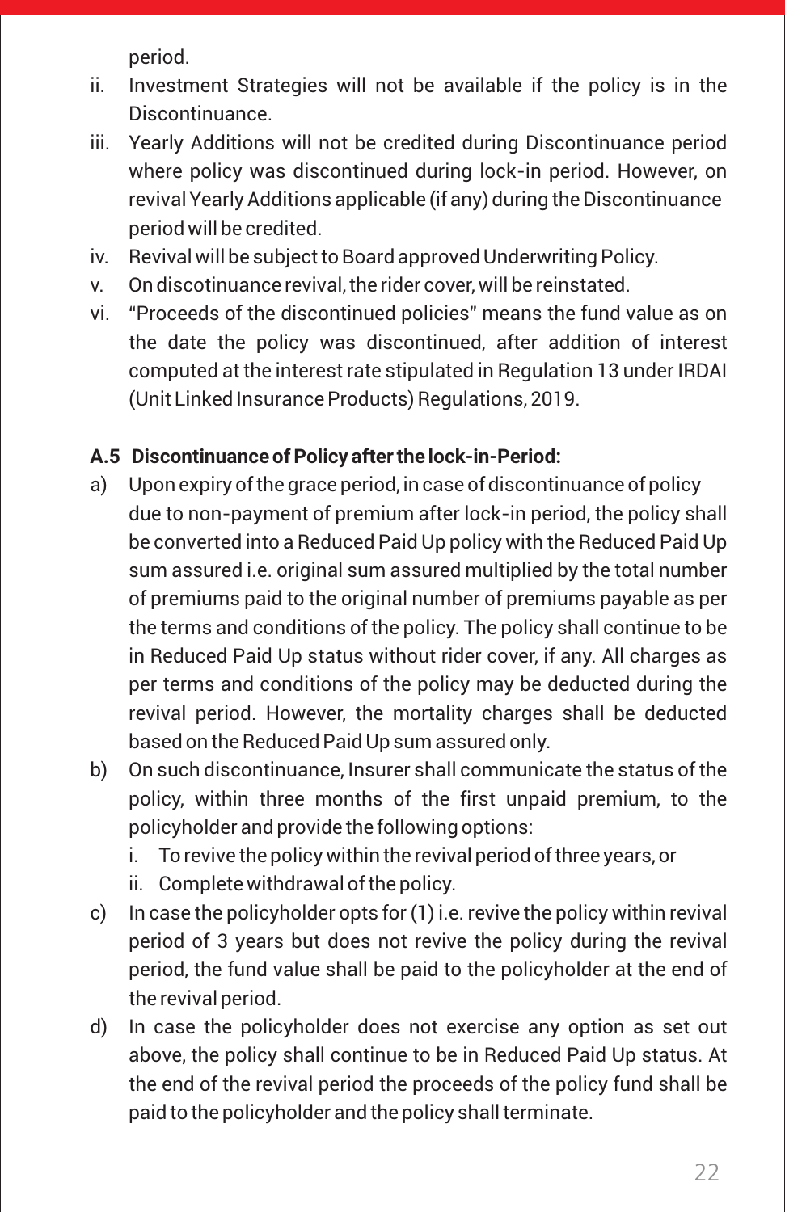period.

ii. Investment Strategies will not be available if the policy is in the Discontinuance.

iii. Yearly Additions will not be credited during Discontinuance period where policy was discontinued during lock-in period. However, on revival Yearly Additions applicable (if any) during the Discontinuance period will be credited.

iv. Revival will be subject to Board approved Underwriting Policy.

v. On discotinuance revival, the rider cover, will be reinstated.

vi. "Proceeds of the discontinued policies" means the fund value as on the date the policy was discontinued, after addition of interest computed at the interest rate stipulated in Regulation 13 under IRDAI (Unit Linked Insurance Products) Regulations, 2019.

**A.5 Discontinuance of Policy after the lock-in-Period:**

a) Upon expiry of the grace period, in case of discontinuance of policy due to non-payment of premium after lock-in period, the policy shall be converted into a Reduced Paid Up policy with the Reduced Paid Up sum assured i.e. original sum assured multiplied by the total number of premiums paid to the original number of premiums payable as per the terms and conditions of the policy. The policy shall continue to be in Reduced Paid Up status without rider cover, if any. All charges as per terms and conditions of the policy may be deducted during the revival period. However, the mortality charges shall be deducted based on the Reduced Paid Up sum assured only.

b) On such discontinuance, Insurer shall communicate the status of the policy, within three months of the first unpaid premium, to the policyholder and provide the following options:

   i. To revive the policy within the revival period of three years, or

   ii. Complete withdrawal of the policy.

c) In case the policyholder opts for (1) i.e. revive the policy within revival period of 3 years but does not revive the policy during the revival period, the fund value shall be paid to the policyholder at the end of the revival period.

d) In case the policyholder does not exercise any option as set out above, the policy shall continue to be in Reduced Paid Up status. At the end of the revival period the proceeds of the policy fund shall be paid to the policyholder and the policy shall terminate.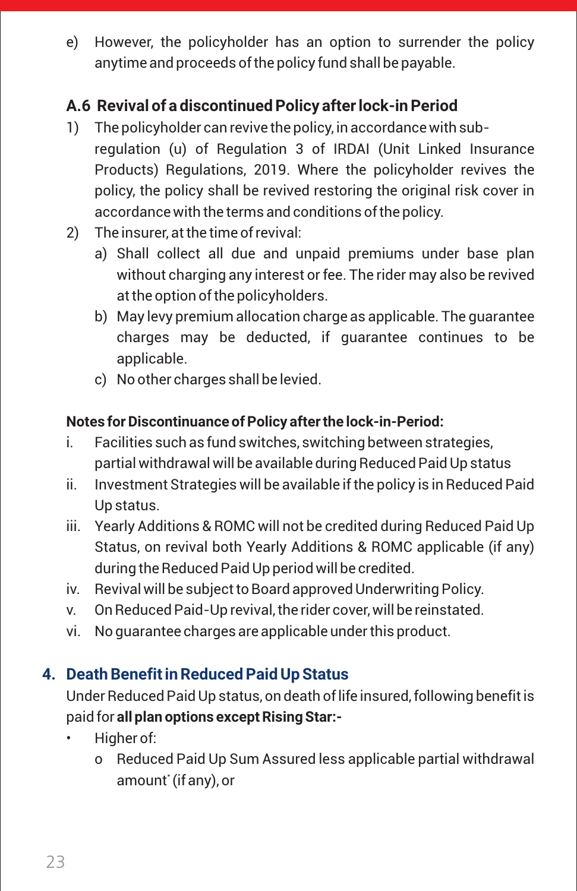e) However, the policyholder has an option to surrender the policy anytime and proceeds of the policy fund shall be payable.

### A.6 Revival of a discontinued Policy after lock-in Period

1) The policyholder can revive the policy, in accordance with sub-regulation (u) of Regulation 3 of IRDAI (Unit Linked Insurance Products) Regulations, 2019. Where the policyholder revives the policy, the policy shall be revived restoring the original risk cover in accordance with the terms and conditions of the policy.
2) The insurer, at the time of revival:
   a) Shall collect all due and unpaid premiums under base plan without charging any interest or fee. The rider may also be revived at the option of the policyholders.
   b) May levy premium allocation charge as applicable. The guarantee charges may be deducted, if guarantee continues to be applicable.
   c) No other charges shall be levied.

**Notes for Discontinuance of Policy after the lock-in-Period:**

i. Facilities such as fund switches, switching between strategies, partial withdrawal will be available during Reduced Paid Up status
ii. Investment Strategies will be available if the policy is in Reduced Paid Up status.
iii. Yearly Additions & ROMC will not be credited during Reduced Paid Up Status, on revival both Yearly Additions & ROMC applicable (if any) during the Reduced Paid Up period will be credited.
iv. Revival will be subject to Board approved Underwriting Policy.
v. On Reduced Paid-Up revival, the rider cover, will be reinstated.
vi. No guarantee charges are applicable under this product.

## 4. Death Benefit in Reduced Paid Up Status

Under Reduced Paid Up status, on death of life insured, following benefit is paid for **all plan options except Rising Star:-**

- Higher of:
  - o Reduced Paid Up Sum Assured less applicable partial withdrawal amount* (if any), or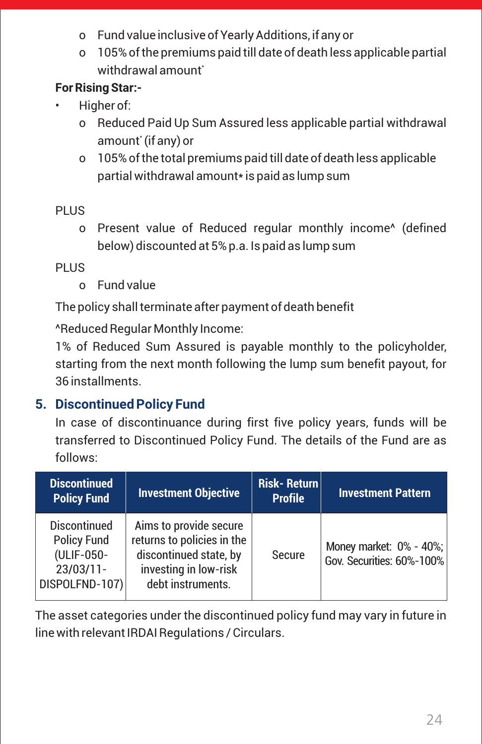- o Fund value inclusive of Yearly Additions, if any or
   - o 105% of the premiums paid till date of death less applicable partial withdrawal amount*

**For Rising Star:-**

- Higher of:
  - o Reduced Paid Up Sum Assured less applicable partial withdrawal amount* (if any) or
  - o 105% of the total premiums paid till date of death less applicable partial withdrawal amount* is paid as lump sum

PLUS

- o Present value of Reduced regular monthly income^ (defined below) discounted at 5% p.a. Is paid as lump sum

PLUS

- o Fund value

The policy shall terminate after payment of death benefit

^Reduced Regular Monthly Income:
1% of Reduced Sum Assured is payable monthly to the policyholder, starting from the next month following the lump sum benefit payout, for 36 installments.

## 5. Discontinued Policy Fund

In case of discontinuance during first five policy years, funds will be transferred to Discontinued Policy Fund. The details of the Fund are as follows:

| Discontinued Policy Fund | Investment Objective | Risk- Return Profile | Investment Pattern |
|---|---|---|---|
| Discontinued Policy Fund (ULIF-050-23/03/11-DISPOLFND-107) | Aims to provide secure returns to policies in the discontinued state, by investing in low-risk debt instruments. | Secure | Money market: 0% - 40%; Gov. Securities: 60%-100% |

The asset categories under the discontinued policy fund may vary in future in line with relevant IRDAI Regulations / Circulars.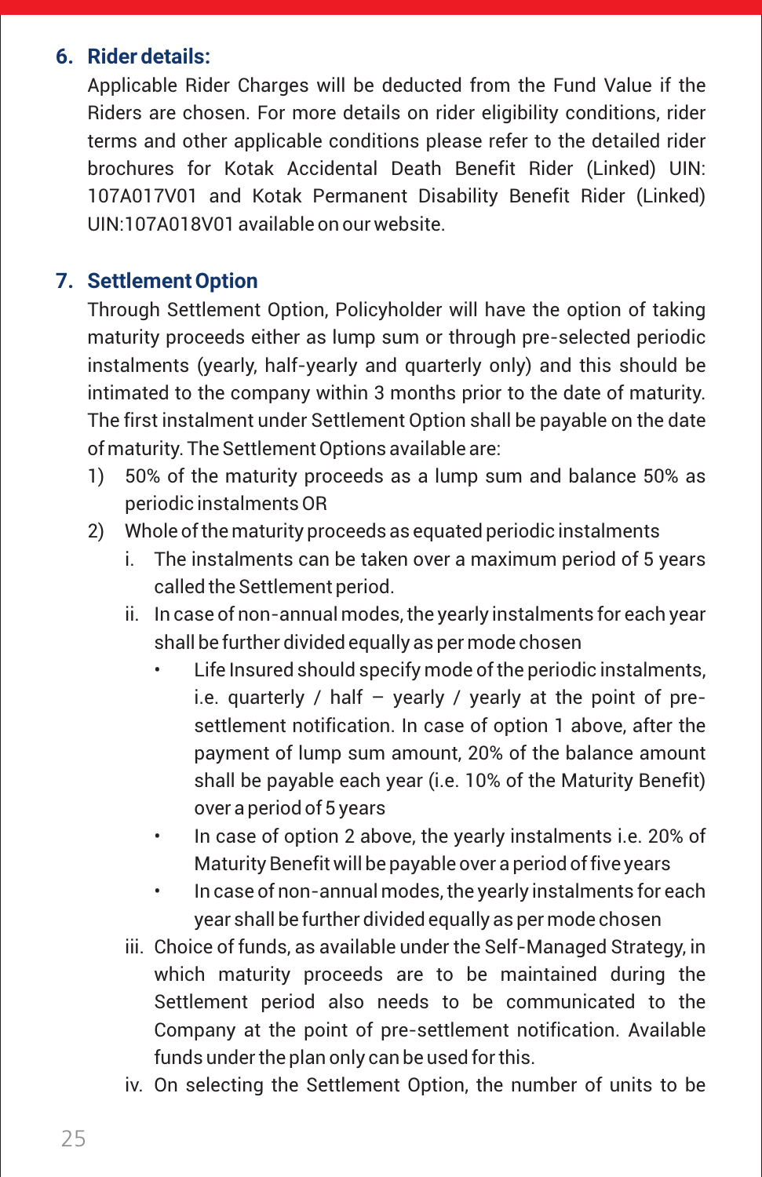### 6. Rider details:

Applicable Rider Charges will be deducted from the Fund Value if the Riders are chosen. For more details on rider eligibility conditions, rider terms and other applicable conditions please refer to the detailed rider brochures for Kotak Accidental Death Benefit Rider (Linked) UIN: 107A017V01 and Kotak Permanent Disability Benefit Rider (Linked) UIN:107A018V01 available on our website.

### 7. Settlement Option

Through Settlement Option, Policyholder will have the option of taking maturity proceeds either as lump sum or through pre-selected periodic instalments (yearly, half-yearly and quarterly only) and this should be intimated to the company within 3 months prior to the date of maturity. The first instalment under Settlement Option shall be payable on the date of maturity. The Settlement Options available are:

1) 50% of the maturity proceeds as a lump sum and balance 50% as periodic instalments OR
2) Whole of the maturity proceeds as equated periodic instalments
    i. The instalments can be taken over a maximum period of 5 years called the Settlement period.
    ii. In case of non-annual modes, the yearly instalments for each year shall be further divided equally as per mode chosen
        - Life Insured should specify mode of the periodic instalments, i.e. quarterly / half – yearly / yearly at the point of pre-settlement notification. In case of option 1 above, after the payment of lump sum amount, 20% of the balance amount shall be payable each year (i.e. 10% of the Maturity Benefit) over a period of 5 years
        - In case of option 2 above, the yearly instalments i.e. 20% of Maturity Benefit will be payable over a period of five years
        - In case of non-annual modes, the yearly instalments for each year shall be further divided equally as per mode chosen
    iii. Choice of funds, as available under the Self-Managed Strategy, in which maturity proceeds are to be maintained during the Settlement period also needs to be communicated to the Company at the point of pre-settlement notification. Available funds under the plan only can be used for this.
    iv. On selecting the Settlement Option, the number of units to be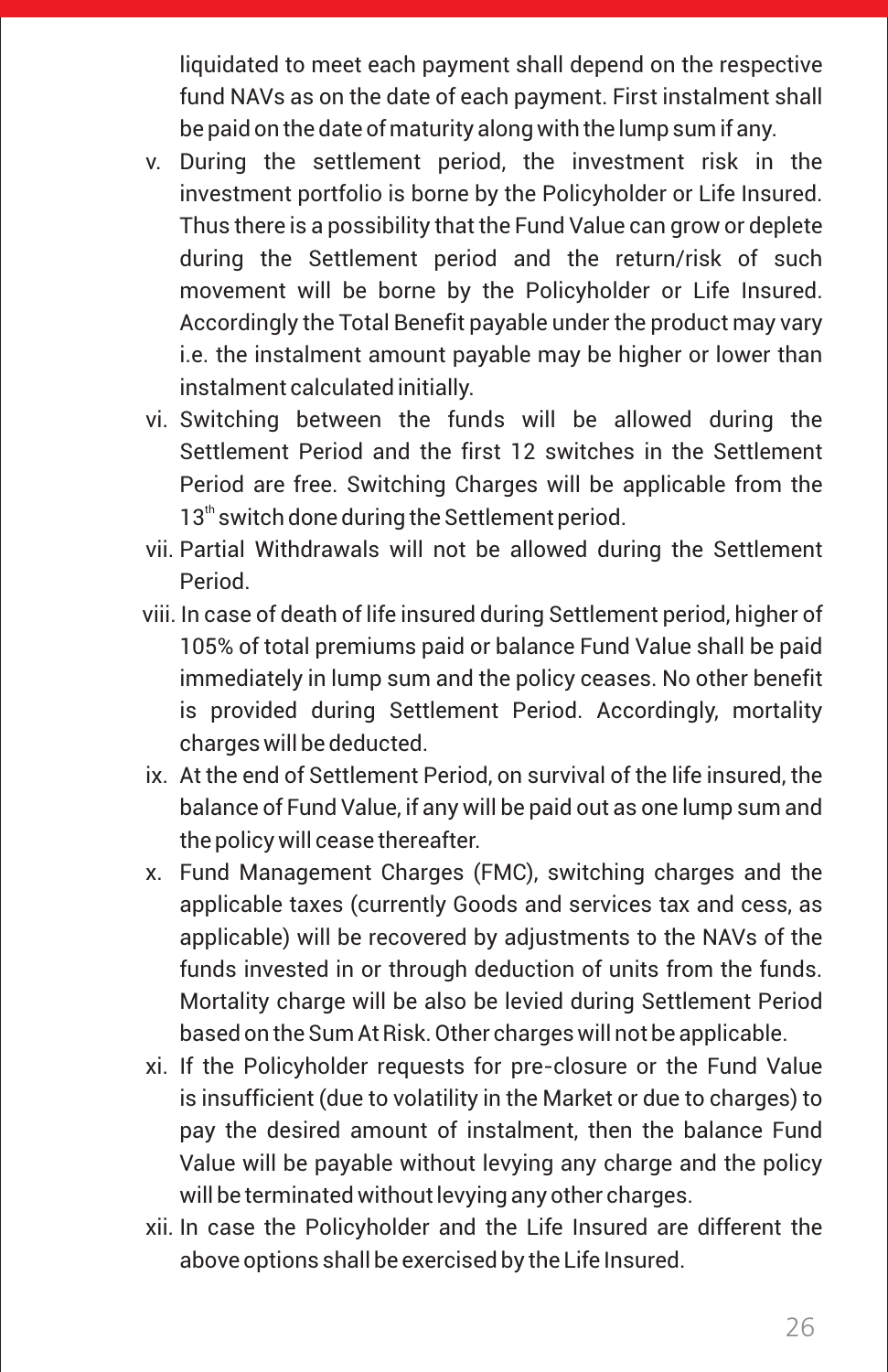liquidated to meet each payment shall depend on the respective fund NAVs as on the date of each payment. First instalment shall be paid on the date of maturity along with the lump sum if any.

v. During the settlement period, the investment risk in the investment portfolio is borne by the Policyholder or Life Insured. Thus there is a possibility that the Fund Value can grow or deplete during the Settlement period and the return/risk of such movement will be borne by the Policyholder or Life Insured. Accordingly the Total Benefit payable under the product may vary i.e. the instalment amount payable may be higher or lower than instalment calculated initially.

vi. Switching between the funds will be allowed during the Settlement Period and the first 12 switches in the Settlement Period are free. Switching Charges will be applicable from the 13th switch done during the Settlement period.

vii. Partial Withdrawals will not be allowed during the Settlement Period.

viii. In case of death of life insured during Settlement period, higher of 105% of total premiums paid or balance Fund Value shall be paid immediately in lump sum and the policy ceases. No other benefit is provided during Settlement Period. Accordingly, mortality charges will be deducted.

ix. At the end of Settlement Period, on survival of the life insured, the balance of Fund Value, if any will be paid out as one lump sum and the policy will cease thereafter.

x. Fund Management Charges (FMC), switching charges and the applicable taxes (currently Goods and services tax and cess, as applicable) will be recovered by adjustments to the NAVs of the funds invested in or through deduction of units from the funds. Mortality charge will be also be levied during Settlement Period based on the Sum At Risk. Other charges will not be applicable.

xi. If the Policyholder requests for pre-closure or the Fund Value is insufficient (due to volatility in the Market or due to charges) to pay the desired amount of instalment, then the balance Fund Value will be payable without levying any charge and the policy will be terminated without levying any other charges.

xii. In case the Policyholder and the Life Insured are different the above options shall be exercised by the Life Insured.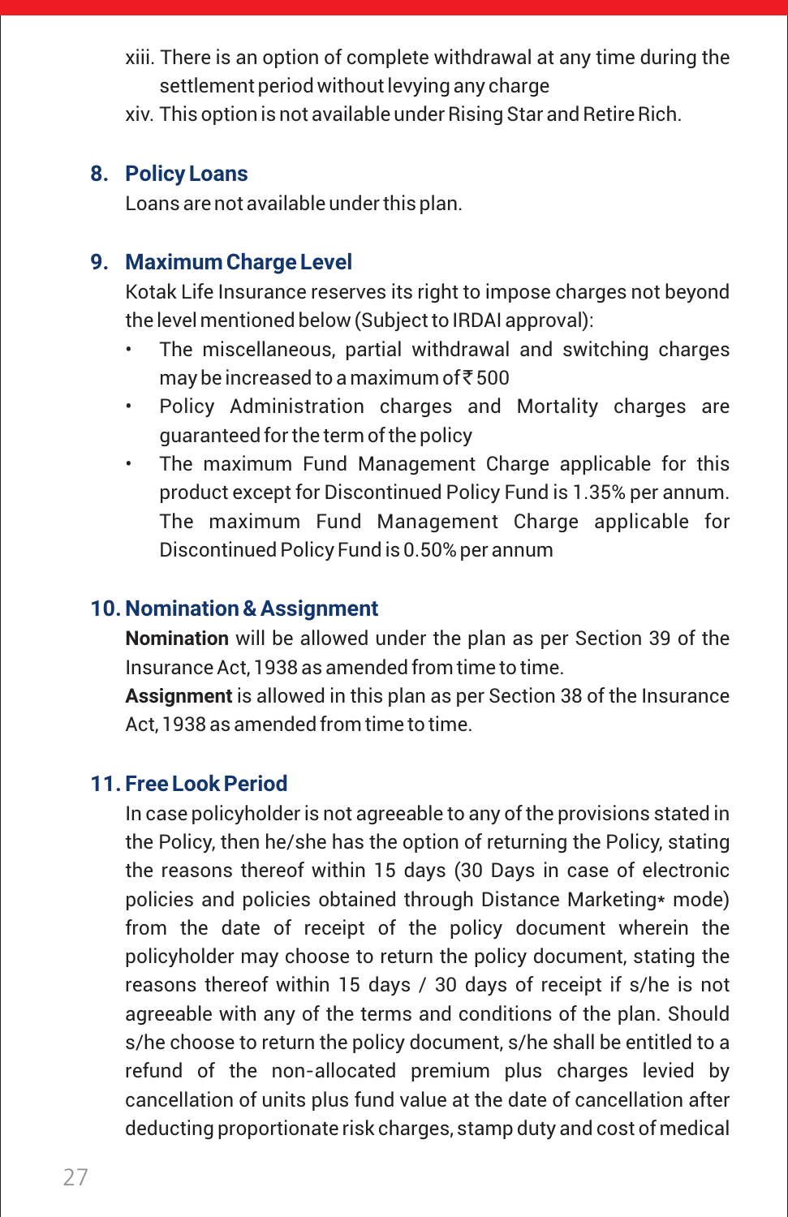xiii. There is an option of complete withdrawal at any time during the settlement period without levying any charge

xiv. This option is not available under Rising Star and Retire Rich.

## 8. Policy Loans

Loans are not available under this plan.

## 9. Maximum Charge Level

Kotak Life Insurance reserves its right to impose charges not beyond the level mentioned below (Subject to IRDAI approval):

- The miscellaneous, partial withdrawal and switching charges may be increased to a maximum of ₹ 500
- Policy Administration charges and Mortality charges are guaranteed for the term of the policy
- The maximum Fund Management Charge applicable for this product except for Discontinued Policy Fund is 1.35% per annum. The maximum Fund Management Charge applicable for Discontinued Policy Fund is 0.50% per annum

## 10. Nomination & Assignment

**Nomination** will be allowed under the plan as per Section 39 of the Insurance Act, 1938 as amended from time to time.

**Assignment** is allowed in this plan as per Section 38 of the Insurance Act, 1938 as amended from time to time.

## 11. Free Look Period

In case policyholder is not agreeable to any of the provisions stated in the Policy, then he/she has the option of returning the Policy, stating the reasons thereof within 15 days (30 Days in case of electronic policies and policies obtained through Distance Marketing* mode) from the date of receipt of the policy document wherein the policyholder may choose to return the policy document, stating the reasons thereof within 15 days / 30 days of receipt if s/he is not agreeable with any of the terms and conditions of the plan. Should s/he choose to return the policy document, s/he shall be entitled to a refund of the non-allocated premium plus charges levied by cancellation of units plus fund value at the date of cancellation after deducting proportionate risk charges, stamp duty and cost of medical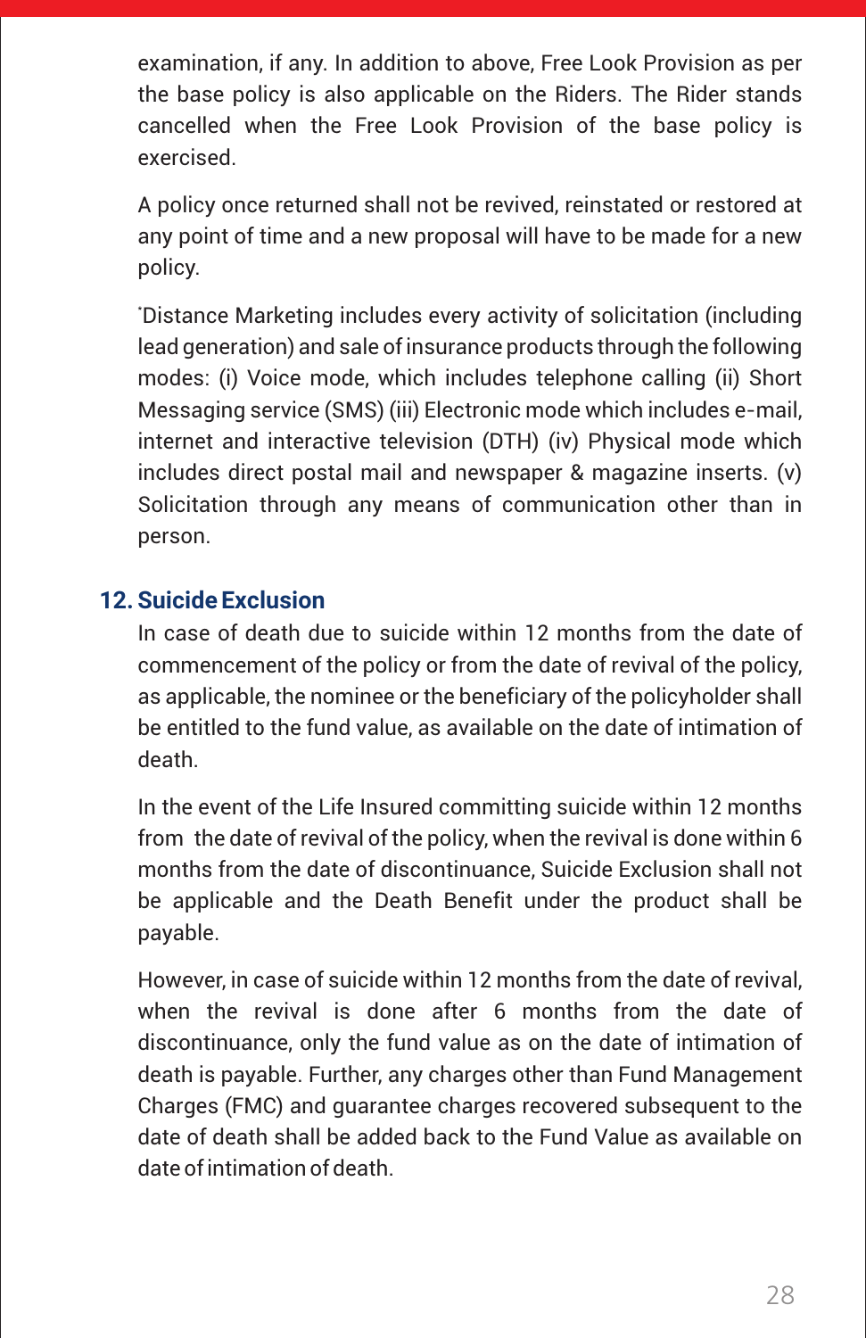examination, if any. In addition to above, Free Look Provision as per the base policy is also applicable on the Riders. The Rider stands cancelled when the Free Look Provision of the base policy is exercised.

A policy once returned shall not be revived, reinstated or restored at any point of time and a new proposal will have to be made for a new policy.

*Distance Marketing includes every activity of solicitation (including lead generation) and sale of insurance products through the following modes: (i) Voice mode, which includes telephone calling (ii) Short Messaging service (SMS) (iii) Electronic mode which includes e-mail, internet and interactive television (DTH) (iv) Physical mode which includes direct postal mail and newspaper & magazine inserts. (v) Solicitation through any means of communication other than in person.

## 12. Suicide Exclusion

In case of death due to suicide within 12 months from the date of commencement of the policy or from the date of revival of the policy, as applicable, the nominee or the beneficiary of the policyholder shall be entitled to the fund value, as available on the date of intimation of death.

In the event of the Life Insured committing suicide within 12 months from the date of revival of the policy, when the revival is done within 6 months from the date of discontinuance, Suicide Exclusion shall not be applicable and the Death Benefit under the product shall be payable.

However, in case of suicide within 12 months from the date of revival, when the revival is done after 6 months from the date of discontinuance, only the fund value as on the date of intimation of death is payable. Further, any charges other than Fund Management Charges (FMC) and guarantee charges recovered subsequent to the date of death shall be added back to the Fund Value as available on date of intimation of death.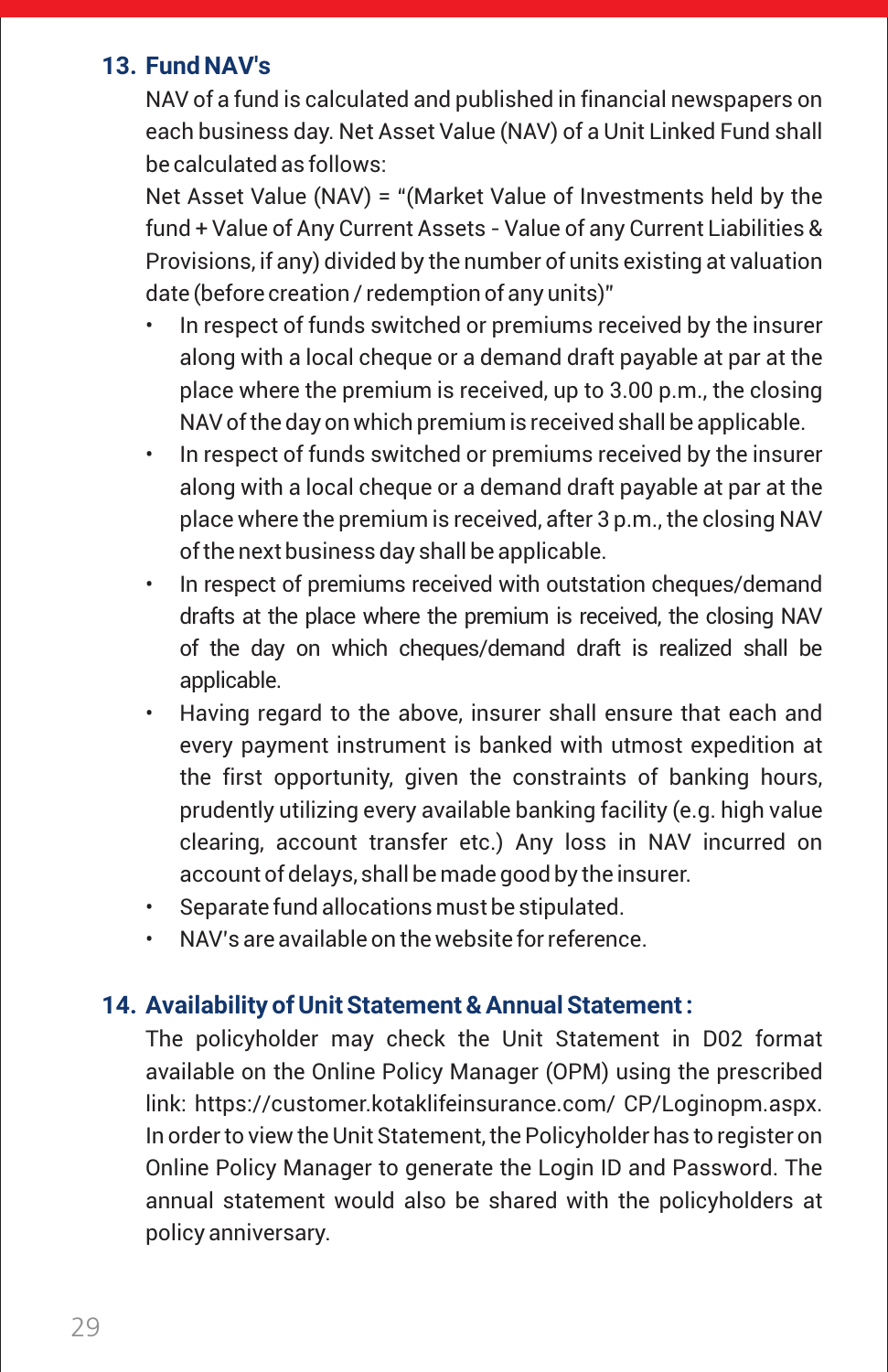## 13. Fund NAV's

NAV of a fund is calculated and published in financial newspapers on each business day. Net Asset Value (NAV) of a Unit Linked Fund shall be calculated as follows:

Net Asset Value (NAV) = "(Market Value of Investments held by the fund + Value of Any Current Assets - Value of any Current Liabilities & Provisions, if any) divided by the number of units existing at valuation date (before creation / redemption of any units)"

- In respect of funds switched or premiums received by the insurer along with a local cheque or a demand draft payable at par at the place where the premium is received, up to 3.00 p.m., the closing NAV of the day on which premium is received shall be applicable.
- In respect of funds switched or premiums received by the insurer along with a local cheque or a demand draft payable at par at the place where the premium is received, after 3 p.m., the closing NAV of the next business day shall be applicable.
- In respect of premiums received with outstation cheques/demand drafts at the place where the premium is received, the closing NAV of the day on which cheques/demand draft is realized shall be applicable.
- Having regard to the above, insurer shall ensure that each and every payment instrument is banked with utmost expedition at the first opportunity, given the constraints of banking hours, prudently utilizing every available banking facility (e.g. high value clearing, account transfer etc.) Any loss in NAV incurred on account of delays, shall be made good by the insurer.
- Separate fund allocations must be stipulated.
- NAV's are available on the website for reference.

## 14. Availability of Unit Statement & Annual Statement :

The policyholder may check the Unit Statement in D02 format available on the Online Policy Manager (OPM) using the prescribed link: https://customer.kotaklifeinsurance.com/ CP/Loginopm.aspx. In order to view the Unit Statement, the Policyholder has to register on Online Policy Manager to generate the Login ID and Password. The annual statement would also be shared with the policyholders at policy anniversary.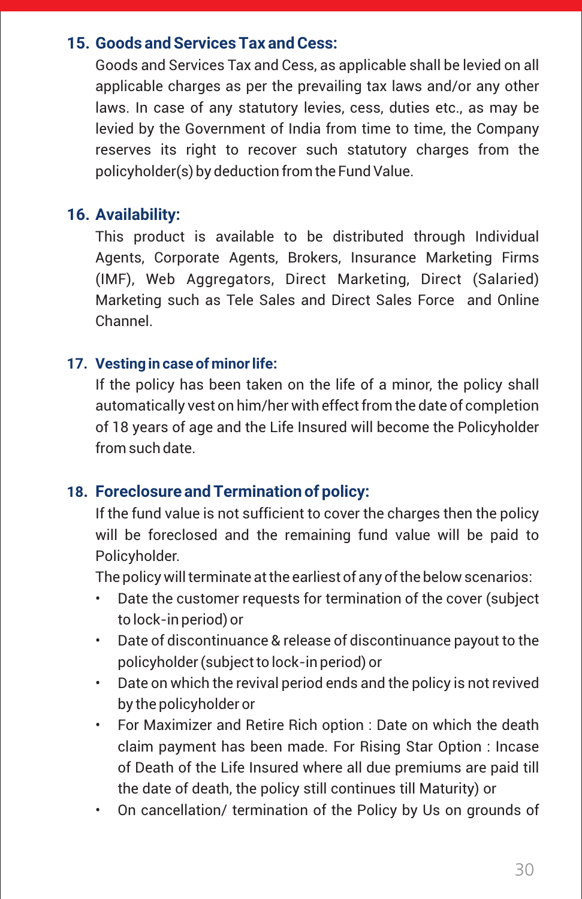### 15. Goods and Services Tax and Cess:

Goods and Services Tax and Cess, as applicable shall be levied on all applicable charges as per the prevailing tax laws and/or any other laws. In case of any statutory levies, cess, duties etc., as may be levied by the Government of India from time to time, the Company reserves its right to recover such statutory charges from the policyholder(s) by deduction from the Fund Value.

### 16. Availability:

This product is available to be distributed through Individual Agents, Corporate Agents, Brokers, Insurance Marketing Firms (IMF), Web Aggregators, Direct Marketing, Direct (Salaried) Marketing such as Tele Sales and Direct Sales Force and Online Channel.

### 17. Vesting in case of minor life:

If the policy has been taken on the life of a minor, the policy shall automatically vest on him/her with effect from the date of completion of 18 years of age and the Life Insured will become the Policyholder from such date.

### 18. Foreclosure and Termination of policy:

If the fund value is not sufficient to cover the charges then the policy will be foreclosed and the remaining fund value will be paid to Policyholder.

The policy will terminate at the earliest of any of the below scenarios:

- Date the customer requests for termination of the cover (subject to lock-in period) or
- Date of discontinuance & release of discontinuance payout to the policyholder (subject to lock-in period) or
- Date on which the revival period ends and the policy is not revived by the policyholder or
- For Maximizer and Retire Rich option : Date on which the death claim payment has been made. For Rising Star Option : Incase of Death of the Life Insured where all due premiums are paid till the date of death, the policy still continues till Maturity) or
- On cancellation/ termination of the Policy by Us on grounds of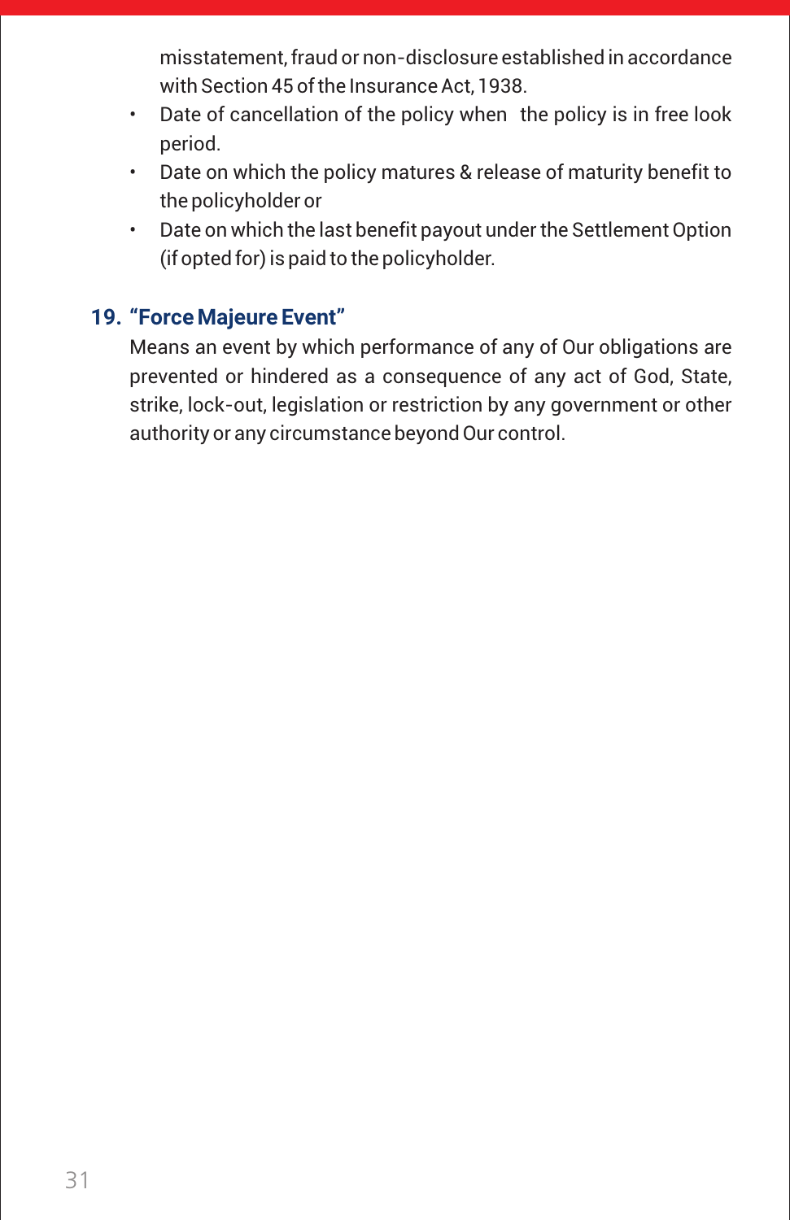misstatement, fraud or non-disclosure established in accordance with Section 45 of the Insurance Act, 1938.

- Date of cancellation of the policy when the policy is in free look period.
- Date on which the policy matures & release of maturity benefit to the policyholder or
- Date on which the last benefit payout under the Settlement Option (if opted for) is paid to the policyholder.

### 19. "Force Majeure Event"

Means an event by which performance of any of Our obligations are prevented or hindered as a consequence of any act of God, State, strike, lock-out, legislation or restriction by any government or other authority or any circumstance beyond Our control.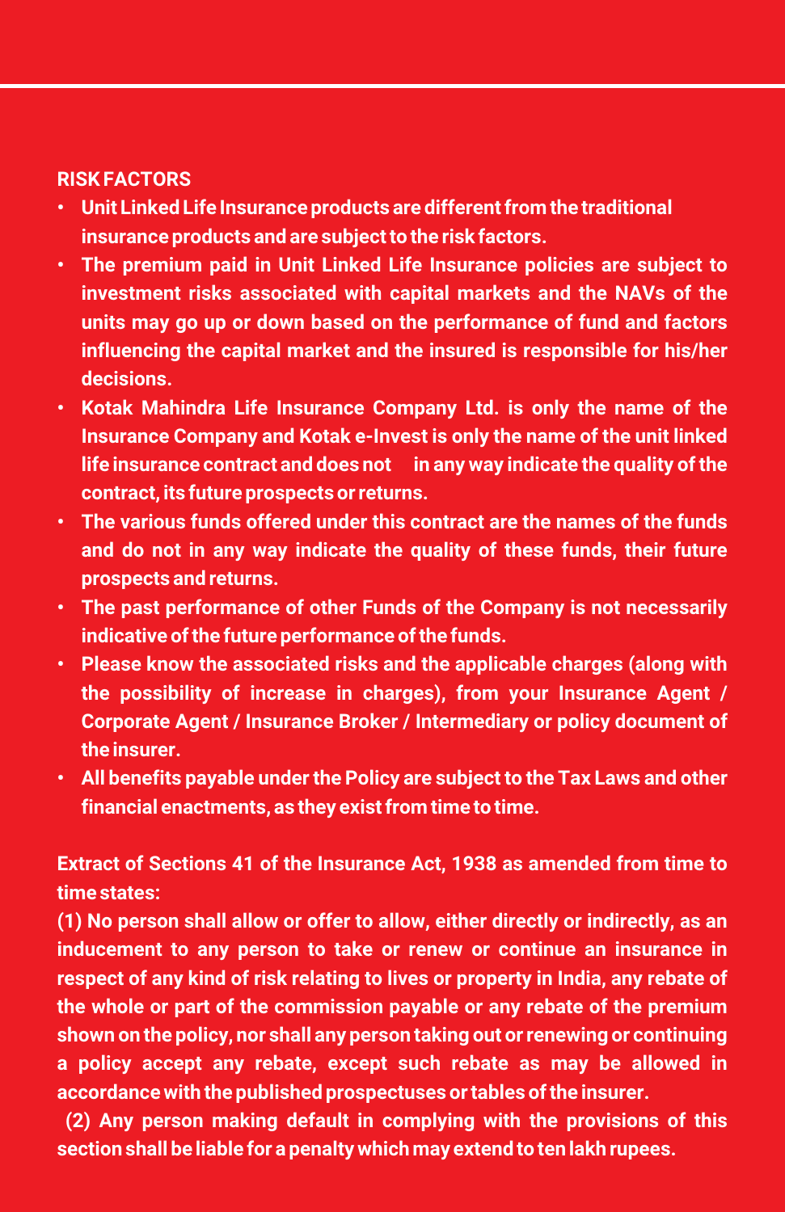## RISK FACTORS

- Unit Linked Life Insurance products are different from the traditional insurance products and are subject to the risk factors.
- The premium paid in Unit Linked Life Insurance policies are subject to investment risks associated with capital markets and the NAVs of the units may go up or down based on the performance of fund and factors influencing the capital market and the insured is responsible for his/her decisions.
- Kotak Mahindra Life Insurance Company Ltd. is only the name of the Insurance Company and Kotak e-Invest is only the name of the unit linked life insurance contract and does not in any way indicate the quality of the contract, its future prospects or returns.
- The various funds offered under this contract are the names of the funds and do not in any way indicate the quality of these funds, their future prospects and returns.
- The past performance of other Funds of the Company is not necessarily indicative of the future performance of the funds.
- Please know the associated risks and the applicable charges (along with the possibility of increase in charges), from your Insurance Agent / Corporate Agent / Insurance Broker / Intermediary or policy document of the insurer.
- All benefits payable under the Policy are subject to the Tax Laws and other financial enactments, as they exist from time to time.

**Extract of Sections 41 of the Insurance Act, 1938 as amended from time to time states:**

**(1) No person shall allow or offer to allow, either directly or indirectly, as an inducement to any person to take or renew or continue an insurance in respect of any kind of risk relating to lives or property in India, any rebate of the whole or part of the commission payable or any rebate of the premium shown on the policy, nor shall any person taking out or renewing or continuing a policy accept any rebate, except such rebate as may be allowed in accordance with the published prospectuses or tables of the insurer.**

**(2) Any person making default in complying with the provisions of this section shall be liable for a penalty which may extend to ten lakh rupees.**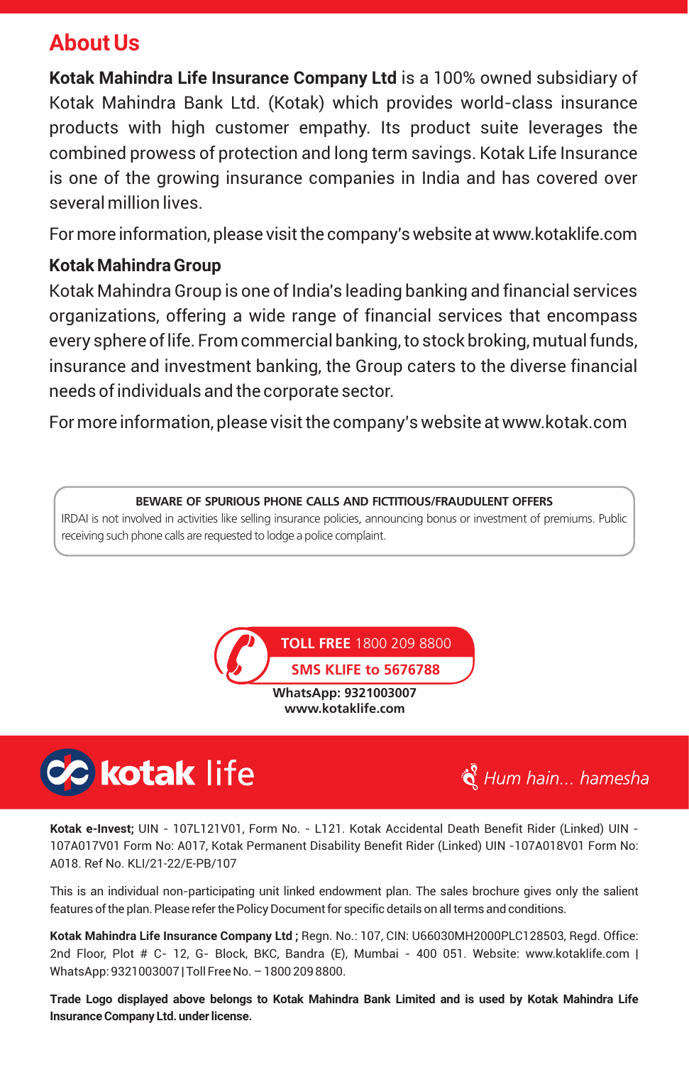## About Us

**Kotak Mahindra Life Insurance Company Ltd** is a 100% owned subsidiary of Kotak Mahindra Bank Ltd. (Kotak) which provides world-class insurance products with high customer empathy. Its product suite leverages the combined prowess of protection and long term savings. Kotak Life Insurance is one of the growing insurance companies in India and has covered over several million lives.

For more information, please visit the company's website at www.kotaklife.com

### Kotak Mahindra Group

Kotak Mahindra Group is one of India's leading banking and financial services organizations, offering a wide range of financial services that encompass every sphere of life. From commercial banking, to stock broking, mutual funds, insurance and investment banking, the Group caters to the diverse financial needs of individuals and the corporate sector.

For more information, please visit the company's website at www.kotak.com

**BEWARE OF SPURIOUS PHONE CALLS AND FICTITIOUS/FRAUDULENT OFFERS**
IRDAI is not involved in activities like selling insurance policies, announcing bonus or investment of premiums. Public receiving such phone calls are requested to lodge a police complaint.

**TOLL FREE** 1800 209 8800
**SMS KLIFE to 5676788**
**WhatsApp: 9321003007**
**www.kotaklife.com**

kotak life

*Hum hain... hamesha*

**Kotak e-Invest;** UIN - 107L121V01, Form No. - L121. Kotak Accidental Death Benefit Rider (Linked) UIN - 107A017V01 Form No: A017, Kotak Permanent Disability Benefit Rider (Linked) UIN -107A018V01 Form No: A018. Ref No. KLI/21-22/E-PB/107

This is an individual non-participating unit linked endowment plan. The sales brochure gives only the salient features of the plan. Please refer the Policy Document for specific details on all terms and conditions.

**Kotak Mahindra Life Insurance Company Ltd ;** Regn. No.: 107, CIN: U66030MH2000PLC128503, Regd. Office: 2nd Floor, Plot # C- 12, G- Block, BKC, Bandra (E), Mumbai - 400 051. Website: www.kotaklife.com | WhatsApp: 9321003007 | Toll Free No. – 1800 209 8800.

**Trade Logo displayed above belongs to Kotak Mahindra Bank Limited and is used by Kotak Mahindra Life Insurance Company Ltd. under license.**